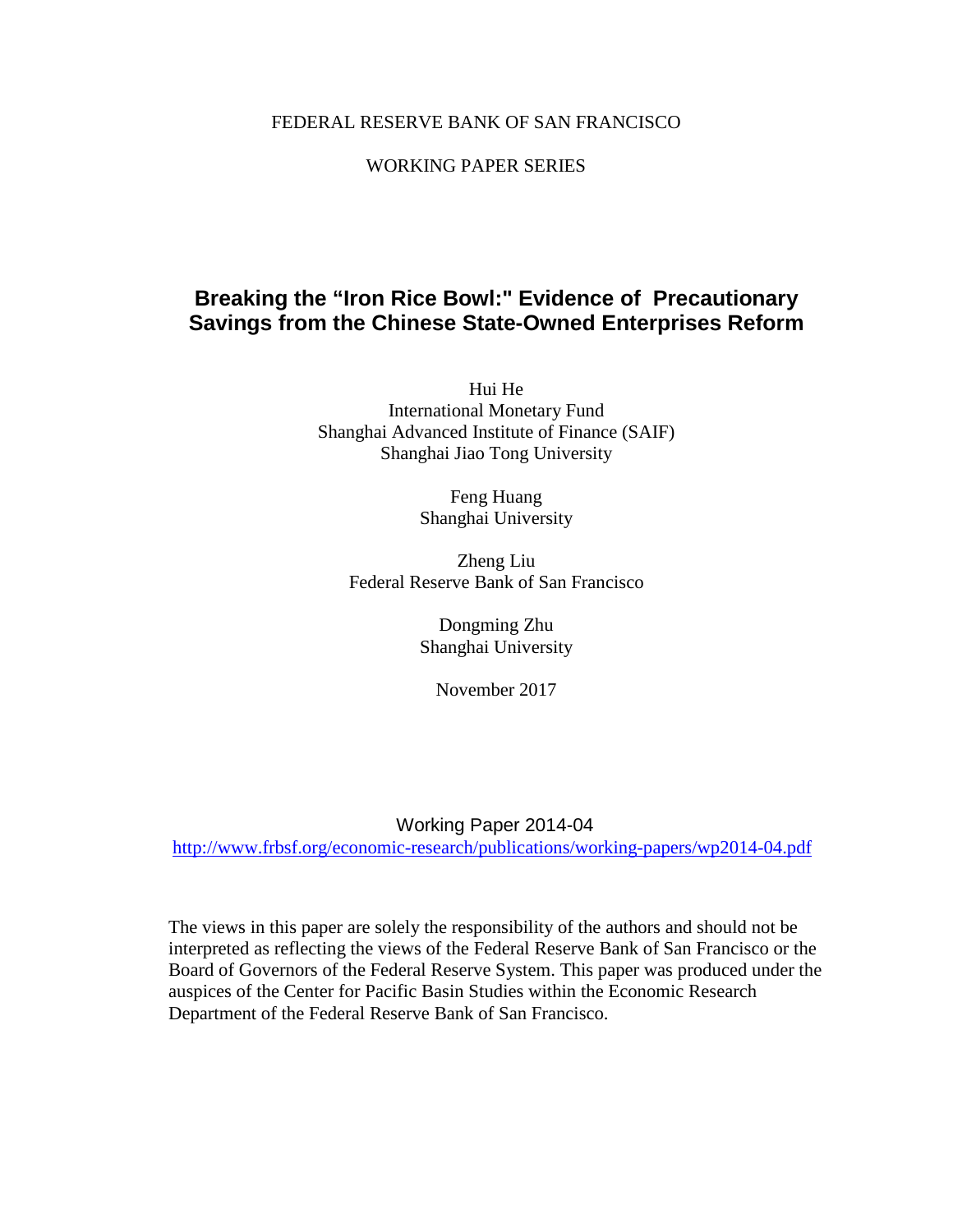FEDERAL RESERVE BANK OF SAN FRANCISCO

WORKING PAPER SERIES

# Breaking the "Iron Rice Bowl:" Evidence of Precautionary Savings from the Chinese State-Owned Enterprises Reform

Hui He
International Monetary Fund
Shanghai Advanced Institute of Finance (SAIF)
Shanghai Jiao Tong University

Feng Huang
Shanghai University

Zheng Liu
Federal Reserve Bank of San Francisco

Dongming Zhu
Shanghai University

November 2017

Working Paper 2014-04

http://www.frbsf.org/economic-research/publications/working-papers/wp2014-04.pdf

The views in this paper are solely the responsibility of the authors and should not be interpreted as reflecting the views of the Federal Reserve Bank of San Francisco or the Board of Governors of the Federal Reserve System. This paper was produced under the auspices of the Center for Pacific Basin Studies within the Economic Research Department of the Federal Reserve Bank of San Francisco.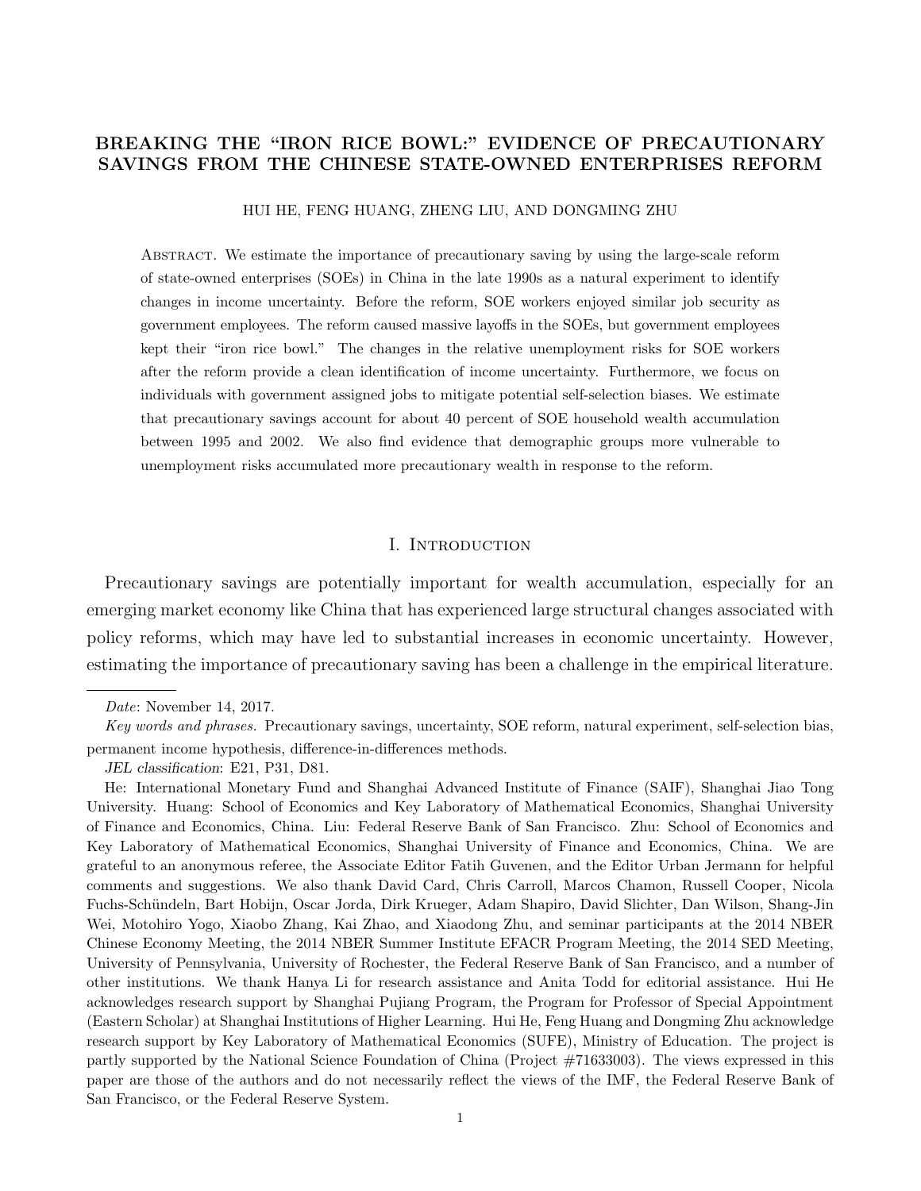# BREAKING THE "IRON RICE BOWL:" EVIDENCE OF PRECAUTIONARY SAVINGS FROM THE CHINESE STATE-OWNED ENTERPRISES REFORM

HUI HE, FENG HUANG, ZHENG LIU, AND DONGMING ZHU

Abstract. We estimate the importance of precautionary saving by using the large-scale reform of state-owned enterprises (SOEs) in China in the late 1990s as a natural experiment to identify changes in income uncertainty. Before the reform, SOE workers enjoyed similar job security as government employees. The reform caused massive layoffs in the SOEs, but government employees kept their "iron rice bowl." The changes in the relative unemployment risks for SOE workers after the reform provide a clean identification of income uncertainty. Furthermore, we focus on individuals with government assigned jobs to mitigate potential self-selection biases. We estimate that precautionary savings account for about 40 percent of SOE household wealth accumulation between 1995 and 2002. We also find evidence that demographic groups more vulnerable to unemployment risks accumulated more precautionary wealth in response to the reform.

## I. Introduction

Precautionary savings are potentially important for wealth accumulation, especially for an emerging market economy like China that has experienced large structural changes associated with policy reforms, which may have led to substantial increases in economic uncertainty. However, estimating the importance of precautionary saving has been a challenge in the empirical literature.

---

*Date*: November 14, 2017.

*Key words and phrases.* Precautionary savings, uncertainty, SOE reform, natural experiment, self-selection bias, permanent income hypothesis, difference-in-differences methods.

*JEL classification*: E21, P31, D81.

He: International Monetary Fund and Shanghai Advanced Institute of Finance (SAIF), Shanghai Jiao Tong University. Huang: School of Economics and Key Laboratory of Mathematical Economics, Shanghai University of Finance and Economics, China. Liu: Federal Reserve Bank of San Francisco. Zhu: School of Economics and Key Laboratory of Mathematical Economics, Shanghai University of Finance and Economics, China. We are grateful to an anonymous referee, the Associate Editor Fatih Guvenen, and the Editor Urban Jermann for helpful comments and suggestions. We also thank David Card, Chris Carroll, Marcos Chamon, Russell Cooper, Nicola Fuchs-Schündeln, Bart Hobijn, Oscar Jorda, Dirk Krueger, Adam Shapiro, David Slichter, Dan Wilson, Shang-Jin Wei, Motohiro Yogo, Xiaobo Zhang, Kai Zhao, and Xiaodong Zhu, and seminar participants at the 2014 NBER Chinese Economy Meeting, the 2014 NBER Summer Institute EFACR Program Meeting, the 2014 SED Meeting, University of Pennsylvania, University of Rochester, the Federal Reserve Bank of San Francisco, and a number of other institutions. We thank Hanya Li for research assistance and Anita Todd for editorial assistance. Hui He acknowledges research support by Shanghai Pujiang Program, the Program for Professor of Special Appointment (Eastern Scholar) at Shanghai Institutions of Higher Learning. Hui He, Feng Huang and Dongming Zhu acknowledge research support by Key Laboratory of Mathematical Economics (SUFE), Ministry of Education. The project is partly supported by the National Science Foundation of China (Project #71633003). The views expressed in this paper are those of the authors and do not necessarily reflect the views of the IMF, the Federal Reserve Bank of San Francisco, or the Federal Reserve System.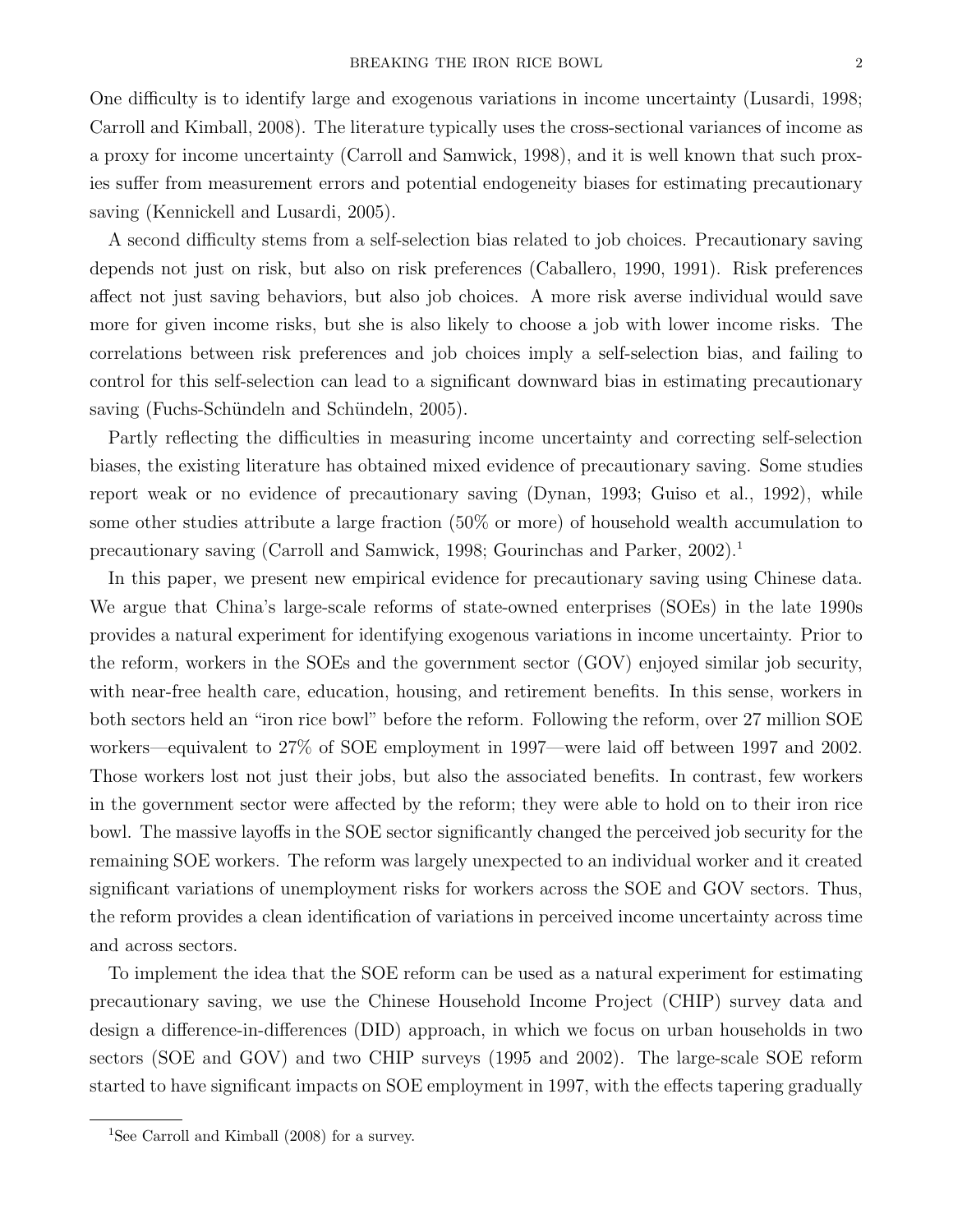One difficulty is to identify large and exogenous variations in income uncertainty (Lusardi, 1998; Carroll and Kimball, 2008). The literature typically uses the cross-sectional variances of income as a proxy for income uncertainty (Carroll and Samwick, 1998), and it is well known that such proxies suffer from measurement errors and potential endogeneity biases for estimating precautionary saving (Kennickell and Lusardi, 2005).

A second difficulty stems from a self-selection bias related to job choices. Precautionary saving depends not just on risk, but also on risk preferences (Caballero, 1990, 1991). Risk preferences affect not just saving behaviors, but also job choices. A more risk averse individual would save more for given income risks, but she is also likely to choose a job with lower income risks. The correlations between risk preferences and job choices imply a self-selection bias, and failing to control for this self-selection can lead to a significant downward bias in estimating precautionary saving (Fuchs-Schündeln and Schündeln, 2005).

Partly reflecting the difficulties in measuring income uncertainty and correcting self-selection biases, the existing literature has obtained mixed evidence of precautionary saving. Some studies report weak or no evidence of precautionary saving (Dynan, 1993; Guiso et al., 1992), while some other studies attribute a large fraction (50% or more) of household wealth accumulation to precautionary saving (Carroll and Samwick, 1998; Gourinchas and Parker, 2002).[1]

In this paper, we present new empirical evidence for precautionary saving using Chinese data. We argue that China's large-scale reforms of state-owned enterprises (SOEs) in the late 1990s provides a natural experiment for identifying exogenous variations in income uncertainty. Prior to the reform, workers in the SOEs and the government sector (GOV) enjoyed similar job security, with near-free health care, education, housing, and retirement benefits. In this sense, workers in both sectors held an "iron rice bowl" before the reform. Following the reform, over 27 million SOE workers—equivalent to 27% of SOE employment in 1997—were laid off between 1997 and 2002. Those workers lost not just their jobs, but also the associated benefits. In contrast, few workers in the government sector were affected by the reform; they were able to hold on to their iron rice bowl. The massive layoffs in the SOE sector significantly changed the perceived job security for the remaining SOE workers. The reform was largely unexpected to an individual worker and it created significant variations of unemployment risks for workers across the SOE and GOV sectors. Thus, the reform provides a clean identification of variations in perceived income uncertainty across time and across sectors.

To implement the idea that the SOE reform can be used as a natural experiment for estimating precautionary saving, we use the Chinese Household Income Project (CHIP) survey data and design a difference-in-differences (DID) approach, in which we focus on urban households in two sectors (SOE and GOV) and two CHIP surveys (1995 and 2002). The large-scale SOE reform started to have significant impacts on SOE employment in 1997, with the effects tapering gradually

[1] See Carroll and Kimball (2008) for a survey.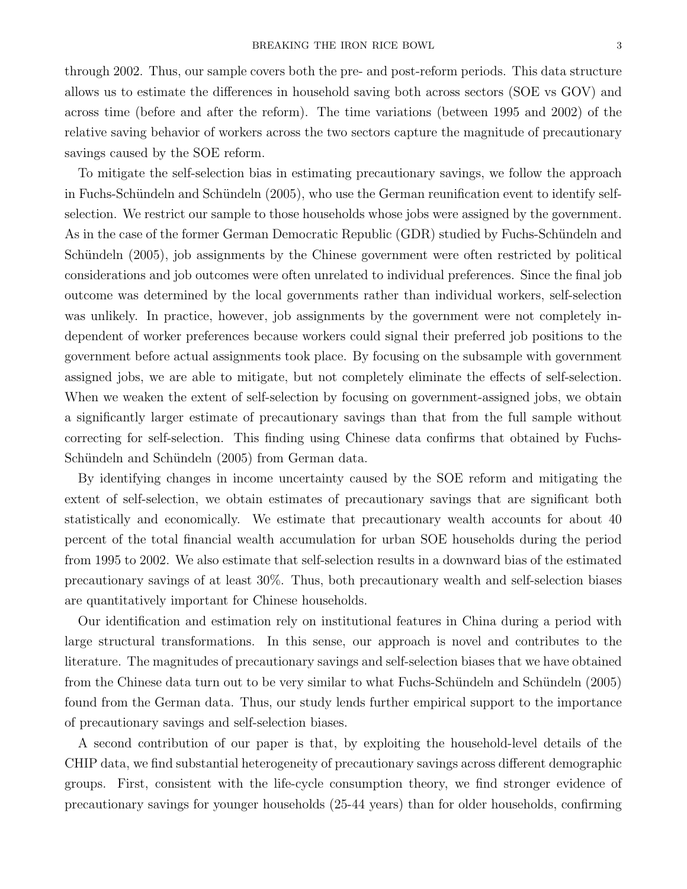through 2002. Thus, our sample covers both the pre- and post-reform periods. This data structure allows us to estimate the differences in household saving both across sectors (SOE vs GOV) and across time (before and after the reform). The time variations (between 1995 and 2002) of the relative saving behavior of workers across the two sectors capture the magnitude of precautionary savings caused by the SOE reform.

To mitigate the self-selection bias in estimating precautionary savings, we follow the approach in Fuchs-Schündeln and Schündeln (2005), who use the German reunification event to identify self-selection. We restrict our sample to those households whose jobs were assigned by the government. As in the case of the former German Democratic Republic (GDR) studied by Fuchs-Schündeln and Schündeln (2005), job assignments by the Chinese government were often restricted by political considerations and job outcomes were often unrelated to individual preferences. Since the final job outcome was determined by the local governments rather than individual workers, self-selection was unlikely. In practice, however, job assignments by the government were not completely independent of worker preferences because workers could signal their preferred job positions to the government before actual assignments took place. By focusing on the subsample with government assigned jobs, we are able to mitigate, but not completely eliminate the effects of self-selection. When we weaken the extent of self-selection by focusing on government-assigned jobs, we obtain a significantly larger estimate of precautionary savings than that from the full sample without correcting for self-selection. This finding using Chinese data confirms that obtained by Fuchs-Schündeln and Schündeln (2005) from German data.

By identifying changes in income uncertainty caused by the SOE reform and mitigating the extent of self-selection, we obtain estimates of precautionary savings that are significant both statistically and economically. We estimate that precautionary wealth accounts for about 40 percent of the total financial wealth accumulation for urban SOE households during the period from 1995 to 2002. We also estimate that self-selection results in a downward bias of the estimated precautionary savings of at least 30%. Thus, both precautionary wealth and self-selection biases are quantitatively important for Chinese households.

Our identification and estimation rely on institutional features in China during a period with large structural transformations. In this sense, our approach is novel and contributes to the literature. The magnitudes of precautionary savings and self-selection biases that we have obtained from the Chinese data turn out to be very similar to what Fuchs-Schündeln and Schündeln (2005) found from the German data. Thus, our study lends further empirical support to the importance of precautionary savings and self-selection biases.

A second contribution of our paper is that, by exploiting the household-level details of the CHIP data, we find substantial heterogeneity of precautionary savings across different demographic groups. First, consistent with the life-cycle consumption theory, we find stronger evidence of precautionary savings for younger households (25-44 years) than for older households, confirming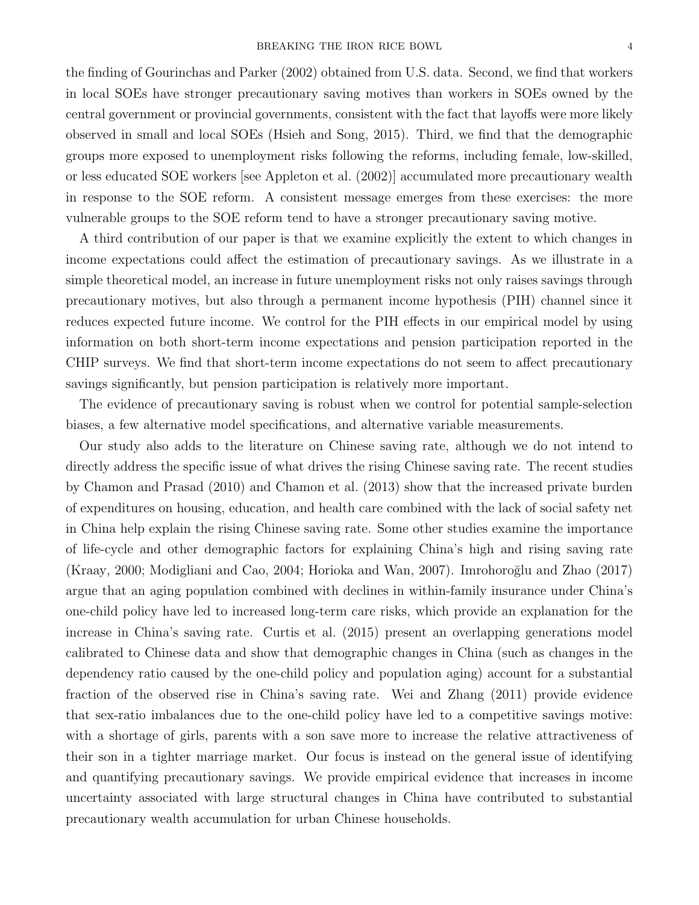the finding of Gourinchas and Parker (2002) obtained from U.S. data. Second, we find that workers in local SOEs have stronger precautionary saving motives than workers in SOEs owned by the central government or provincial governments, consistent with the fact that layoffs were more likely observed in small and local SOEs (Hsieh and Song, 2015). Third, we find that the demographic groups more exposed to unemployment risks following the reforms, including female, low-skilled, or less educated SOE workers [see Appleton et al. (2002)] accumulated more precautionary wealth in response to the SOE reform. A consistent message emerges from these exercises: the more vulnerable groups to the SOE reform tend to have a stronger precautionary saving motive.

A third contribution of our paper is that we examine explicitly the extent to which changes in income expectations could affect the estimation of precautionary savings. As we illustrate in a simple theoretical model, an increase in future unemployment risks not only raises savings through precautionary motives, but also through a permanent income hypothesis (PIH) channel since it reduces expected future income. We control for the PIH effects in our empirical model by using information on both short-term income expectations and pension participation reported in the CHIP surveys. We find that short-term income expectations do not seem to affect precautionary savings significantly, but pension participation is relatively more important.

The evidence of precautionary saving is robust when we control for potential sample-selection biases, a few alternative model specifications, and alternative variable measurements.

Our study also adds to the literature on Chinese saving rate, although we do not intend to directly address the specific issue of what drives the rising Chinese saving rate. The recent studies by Chamon and Prasad (2010) and Chamon et al. (2013) show that the increased private burden of expenditures on housing, education, and health care combined with the lack of social safety net in China help explain the rising Chinese saving rate. Some other studies examine the importance of life-cycle and other demographic factors for explaining China's high and rising saving rate (Kraay, 2000; Modigliani and Cao, 2004; Horioka and Wan, 2007). Imrohoroğlu and Zhao (2017) argue that an aging population combined with declines in within-family insurance under China's one-child policy have led to increased long-term care risks, which provide an explanation for the increase in China's saving rate. Curtis et al. (2015) present an overlapping generations model calibrated to Chinese data and show that demographic changes in China (such as changes in the dependency ratio caused by the one-child policy and population aging) account for a substantial fraction of the observed rise in China's saving rate. Wei and Zhang (2011) provide evidence that sex-ratio imbalances due to the one-child policy have led to a competitive savings motive: with a shortage of girls, parents with a son save more to increase the relative attractiveness of their son in a tighter marriage market. Our focus is instead on the general issue of identifying and quantifying precautionary savings. We provide empirical evidence that increases in income uncertainty associated with large structural changes in China have contributed to substantial precautionary wealth accumulation for urban Chinese households.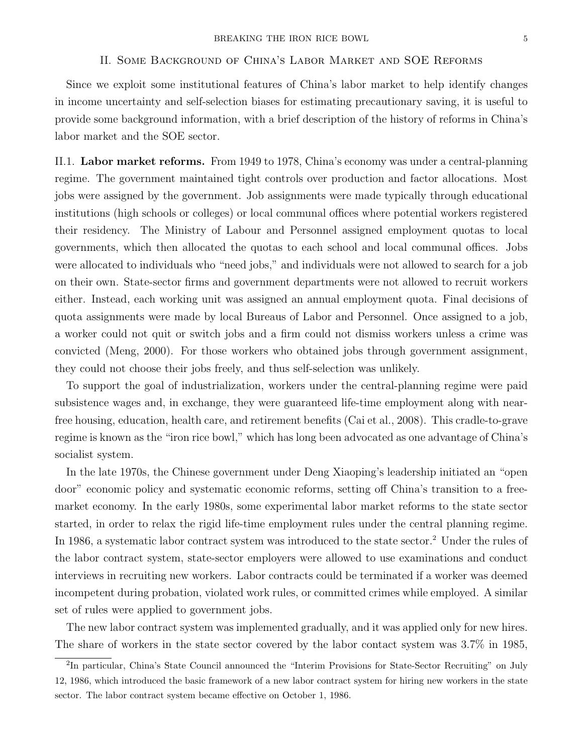## II. Some Background of China's Labor Market and SOE Reforms

Since we exploit some institutional features of China's labor market to help identify changes in income uncertainty and self-selection biases for estimating precautionary saving, it is useful to provide some background information, with a brief description of the history of reforms in China's labor market and the SOE sector.

### II.1. **Labor market reforms.**

From 1949 to 1978, China's economy was under a central-planning regime. The government maintained tight controls over production and factor allocations. Most jobs were assigned by the government. Job assignments were made typically through educational institutions (high schools or colleges) or local communal offices where potential workers registered their residency. The Ministry of Labour and Personnel assigned employment quotas to local governments, which then allocated the quotas to each school and local communal offices. Jobs were allocated to individuals who "need jobs," and individuals were not allowed to search for a job on their own. State-sector firms and government departments were not allowed to recruit workers either. Instead, each working unit was assigned an annual employment quota. Final decisions of quota assignments were made by local Bureaus of Labor and Personnel. Once assigned to a job, a worker could not quit or switch jobs and a firm could not dismiss workers unless a crime was convicted (Meng, 2000). For those workers who obtained jobs through government assignment, they could not choose their jobs freely, and thus self-selection was unlikely.

To support the goal of industrialization, workers under the central-planning regime were paid subsistence wages and, in exchange, they were guaranteed life-time employment along with near-free housing, education, health care, and retirement benefits (Cai et al., 2008). This cradle-to-grave regime is known as the "iron rice bowl," which has long been advocated as one advantage of China's socialist system.

In the late 1970s, the Chinese government under Deng Xiaoping's leadership initiated an "open door" economic policy and systematic economic reforms, setting off China's transition to a free-market economy. In the early 1980s, some experimental labor market reforms to the state sector started, in order to relax the rigid life-time employment rules under the central planning regime. In 1986, a systematic labor contract system was introduced to the state sector.[2] Under the rules of the labor contract system, state-sector employers were allowed to use examinations and conduct interviews in recruiting new workers. Labor contracts could be terminated if a worker was deemed incompetent during probation, violated work rules, or committed crimes while employed. A similar set of rules were applied to government jobs.

The new labor contract system was implemented gradually, and it was applied only for new hires. The share of workers in the state sector covered by the labor contact system was 3.7% in 1985,

[2] In particular, China's State Council announced the "Interim Provisions for State-Sector Recruiting" on July 12, 1986, which introduced the basic framework of a new labor contract system for hiring new workers in the state sector. The labor contract system became effective on October 1, 1986.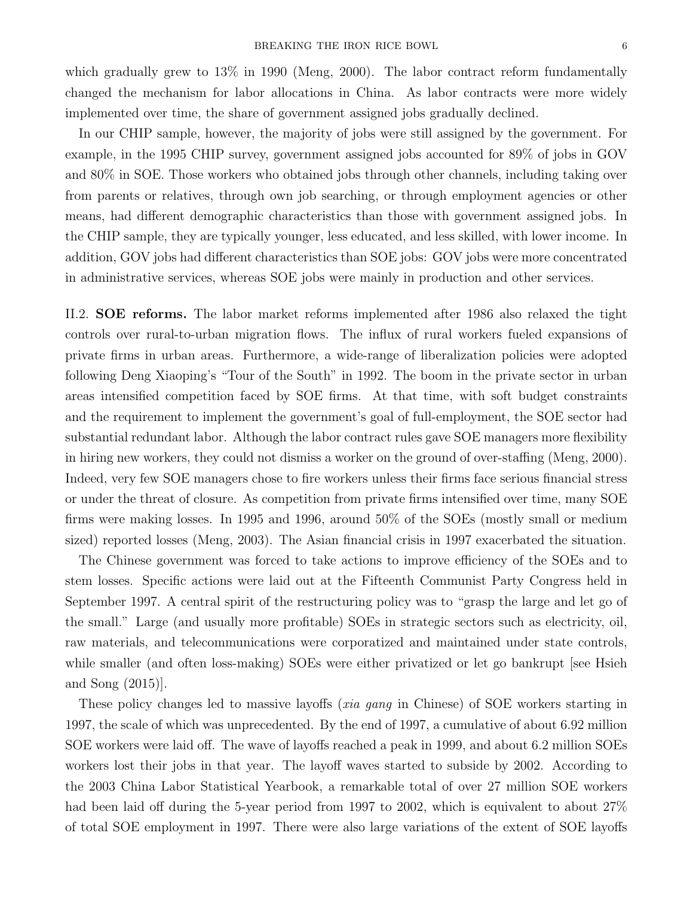which gradually grew to 13% in 1990 (Meng, 2000). The labor contract reform fundamentally changed the mechanism for labor allocations in China. As labor contracts were more widely implemented over time, the share of government assigned jobs gradually declined.

In our CHIP sample, however, the majority of jobs were still assigned by the government. For example, in the 1995 CHIP survey, government assigned jobs accounted for 89% of jobs in GOV and 80% in SOE. Those workers who obtained jobs through other channels, including taking over from parents or relatives, through own job searching, or through employment agencies or other means, had different demographic characteristics than those with government assigned jobs. In the CHIP sample, they are typically younger, less educated, and less skilled, with lower income. In addition, GOV jobs had different characteristics than SOE jobs: GOV jobs were more concentrated in administrative services, whereas SOE jobs were mainly in production and other services.

II.2. **SOE reforms.** The labor market reforms implemented after 1986 also relaxed the tight controls over rural-to-urban migration flows. The influx of rural workers fueled expansions of private firms in urban areas. Furthermore, a wide-range of liberalization policies were adopted following Deng Xiaoping's "Tour of the South" in 1992. The boom in the private sector in urban areas intensified competition faced by SOE firms. At that time, with soft budget constraints and the requirement to implement the government's goal of full-employment, the SOE sector had substantial redundant labor. Although the labor contract rules gave SOE managers more flexibility in hiring new workers, they could not dismiss a worker on the ground of over-staffing (Meng, 2000). Indeed, very few SOE managers chose to fire workers unless their firms face serious financial stress or under the threat of closure. As competition from private firms intensified over time, many SOE firms were making losses. In 1995 and 1996, around 50% of the SOEs (mostly small or medium sized) reported losses (Meng, 2003). The Asian financial crisis in 1997 exacerbated the situation.

The Chinese government was forced to take actions to improve efficiency of the SOEs and to stem losses. Specific actions were laid out at the Fifteenth Communist Party Congress held in September 1997. A central spirit of the restructuring policy was to "grasp the large and let go of the small." Large (and usually more profitable) SOEs in strategic sectors such as electricity, oil, raw materials, and telecommunications were corporatized and maintained under state controls, while smaller (and often loss-making) SOEs were either privatized or let go bankrupt [see Hsieh and Song (2015)].

These policy changes led to massive layoffs (*xia gang* in Chinese) of SOE workers starting in 1997, the scale of which was unprecedented. By the end of 1997, a cumulative of about 6.92 million SOE workers were laid off. The wave of layoffs reached a peak in 1999, and about 6.2 million SOEs workers lost their jobs in that year. The layoff waves started to subside by 2002. According to the 2003 China Labor Statistical Yearbook, a remarkable total of over 27 million SOE workers had been laid off during the 5-year period from 1997 to 2002, which is equivalent to about 27% of total SOE employment in 1997. There were also large variations of the extent of SOE layoffs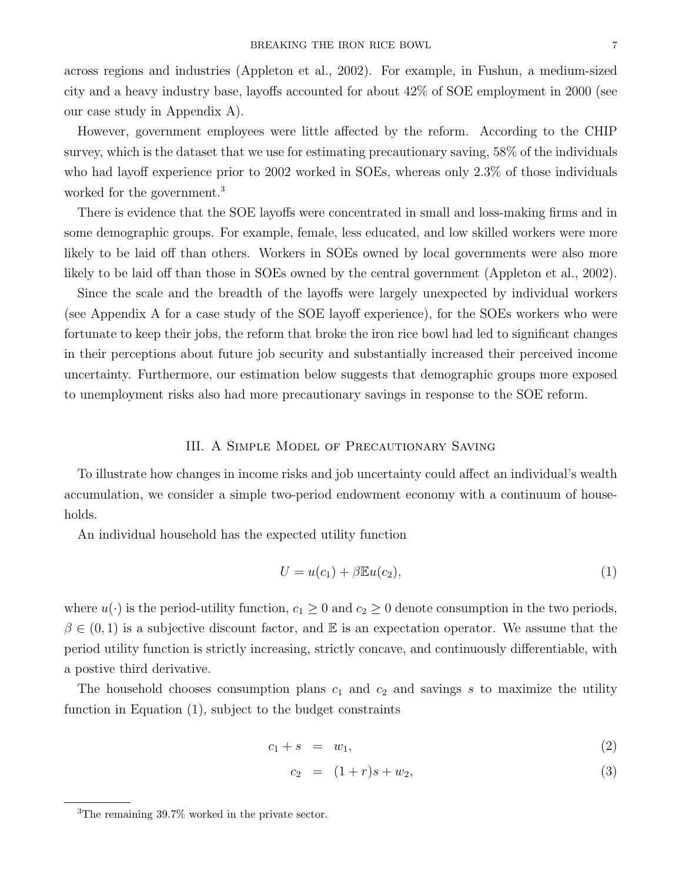across regions and industries (Appleton et al., 2002). For example, in Fushun, a medium-sized city and a heavy industry base, layoffs accounted for about 42% of SOE employment in 2000 (see our case study in Appendix A).

However, government employees were little affected by the reform. According to the CHIP survey, which is the dataset that we use for estimating precautionary saving, 58% of the individuals who had layoff experience prior to 2002 worked in SOEs, whereas only 2.3% of those individuals worked for the government.[3]

There is evidence that the SOE layoffs were concentrated in small and loss-making firms and in some demographic groups. For example, female, less educated, and low skilled workers were more likely to be laid off than others. Workers in SOEs owned by local governments were also more likely to be laid off than those in SOEs owned by the central government (Appleton et al., 2002).

Since the scale and the breadth of the layoffs were largely unexpected by individual workers (see Appendix A for a case study of the SOE layoff experience), for the SOEs workers who were fortunate to keep their jobs, the reform that broke the iron rice bowl had led to significant changes in their perceptions about future job security and substantially increased their perceived income uncertainty. Furthermore, our estimation below suggests that demographic groups more exposed to unemployment risks also had more precautionary savings in response to the SOE reform.

## III. A Simple Model of Precautionary Saving

To illustrate how changes in income risks and job uncertainty could affect an individual's wealth accumulation, we consider a simple two-period endowment economy with a continuum of households.

An individual household has the expected utility function

$$U = u(c_1) + \beta \mathbb{E} u(c_2), \tag{1}$$

where $u(\cdot)$ is the period-utility function, $c_1 \geq 0$ and $c_2 \geq 0$ denote consumption in the two periods, $\beta \in (0, 1)$ is a subjective discount factor, and $\mathbb{E}$ is an expectation operator. We assume that the period utility function is strictly increasing, strictly concave, and continuously differentiable, with a postive third derivative.

The household chooses consumption plans $c_1$ and $c_2$ and savings $s$ to maximize the utility function in Equation (1), subject to the budget constraints

$$c_1 + s = w_1, \tag{2}$$

$$c_2 = (1 + r)s + w_2, \tag{3}$$

[3] The remaining 39.7% worked in the private sector.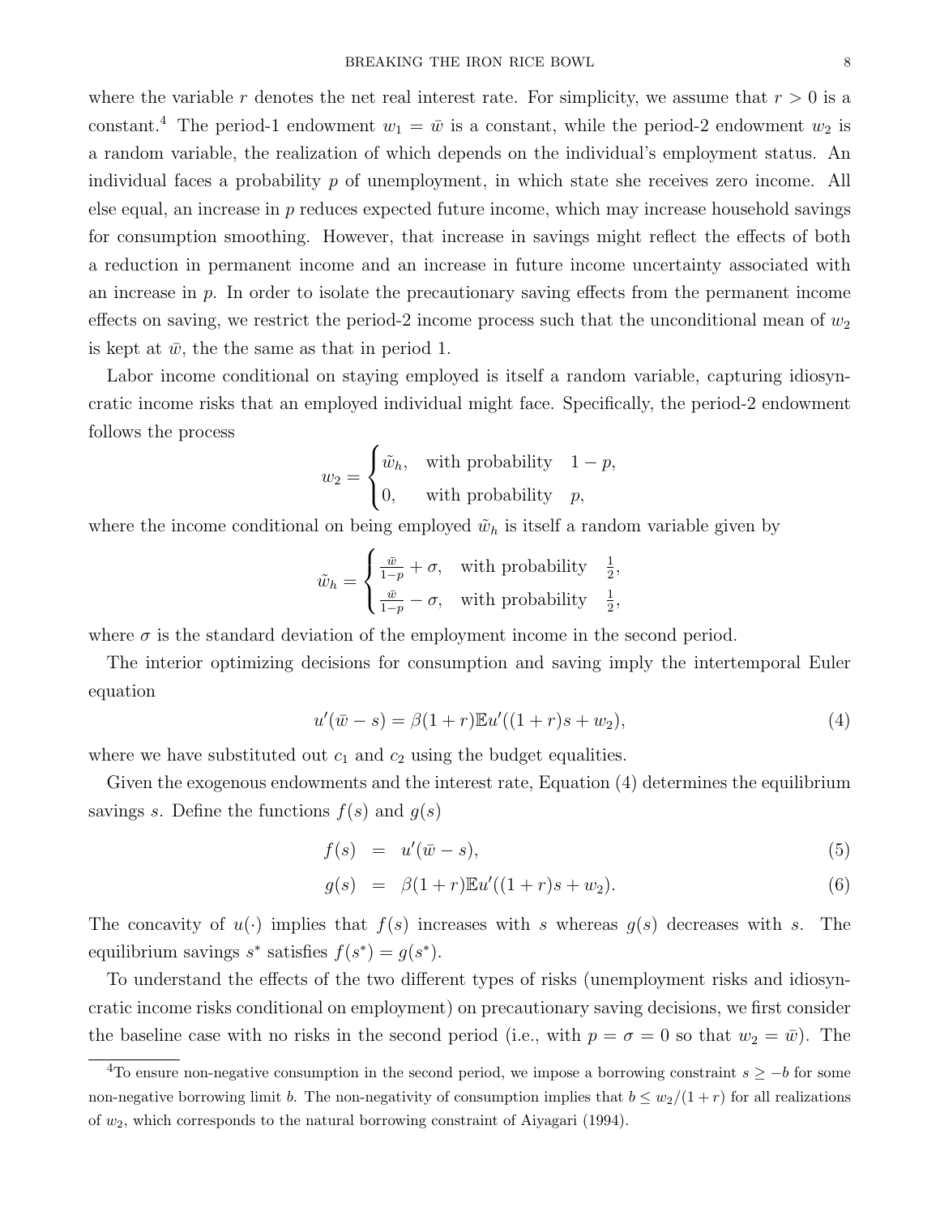where the variable $r$ denotes the net real interest rate. For simplicity, we assume that $r > 0$ is a constant.[4] The period-1 endowment $w_1 = \bar{w}$ is a constant, while the period-2 endowment $w_2$ is a random variable, the realization of which depends on the individual's employment status. An individual faces a probability $p$ of unemployment, in which state she receives zero income. All else equal, an increase in $p$ reduces expected future income, which may increase household savings for consumption smoothing. However, that increase in savings might reflect the effects of both a reduction in permanent income and an increase in future income uncertainty associated with an increase in $p$. In order to isolate the precautionary saving effects from the permanent income effects on saving, we restrict the period-2 income process such that the unconditional mean of $w_2$ is kept at $\bar{w}$, the the same as that in period 1.

Labor income conditional on staying employed is itself a random variable, capturing idiosyncratic income risks that an employed individual might face. Specifically, the period-2 endowment follows the process

$$w_2 = \begin{cases} \tilde{w}_h, & \text{with probability} \quad 1-p, \\ 0, & \text{with probability} \quad p, \end{cases}$$

where the income conditional on being employed $\tilde{w}_h$ is itself a random variable given by

$$\tilde{w}_h = \begin{cases} \frac{\bar{w}}{1-p} + \sigma, & \text{with probability} \quad \frac{1}{2}, \\ \frac{\bar{w}}{1-p} - \sigma, & \text{with probability} \quad \frac{1}{2}, \end{cases}$$

where $\sigma$ is the standard deviation of the employment income in the second period.

The interior optimizing decisions for consumption and saving imply the intertemporal Euler equation

$$u'(\bar{w} - s) = \beta(1+r)\mathbb{E}u'((1+r)s + w_2), \tag{4}$$

where we have substituted out $c_1$ and $c_2$ using the budget equalities.

Given the exogenous endowments and the interest rate, Equation (4) determines the equilibrium savings $s$. Define the functions $f(s)$ and $g(s)$

$$f(s) = u'(\bar{w} - s), \tag{5}$$

$$g(s) = \beta(1+r)\mathbb{E}u'((1+r)s + w_2). \tag{6}$$

The concavity of $u(\cdot)$ implies that $f(s)$ increases with $s$ whereas $g(s)$ decreases with $s$. The equilibrium savings $s^*$ satisfies $f(s^*) = g(s^*)$.

To understand the effects of the two different types of risks (unemployment risks and idiosyncratic income risks conditional on employment) on precautionary saving decisions, we first consider the baseline case with no risks in the second period (i.e., with $p = \sigma = 0$ so that $w_2 = \bar{w}$). The

[4]To ensure non-negative consumption in the second period, we impose a borrowing constraint $s \geq -b$ for some non-negative borrowing limit $b$. The non-negativity of consumption implies that $b \leq w_2/(1+r)$ for all realizations of $w_2$, which corresponds to the natural borrowing constraint of Aiyagari (1994).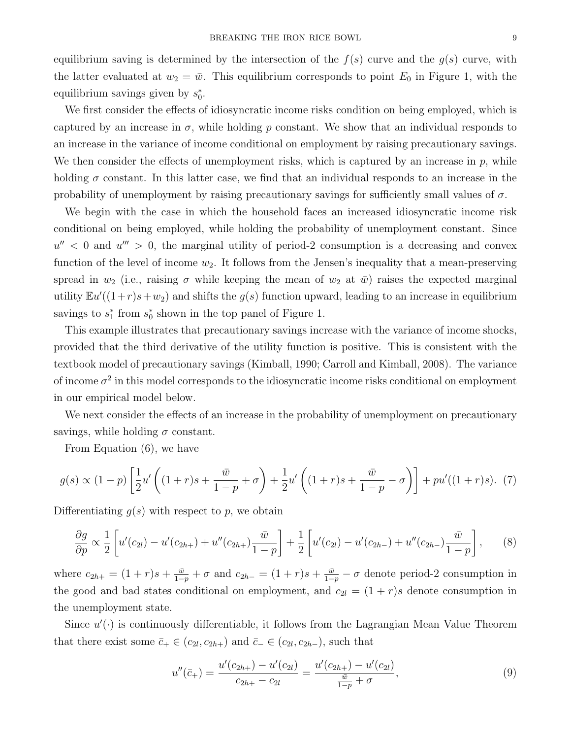equilibrium saving is determined by the intersection of the $f(s)$ curve and the $g(s)$ curve, with the latter evaluated at $w_2 = \bar{w}$. This equilibrium corresponds to point $E_0$ in Figure 1, with the equilibrium savings given by $s_0^*$.

We first consider the effects of idiosyncratic income risks condition on being employed, which is captured by an increase in $\sigma$, while holding $p$ constant. We show that an individual responds to an increase in the variance of income conditional on employment by raising precautionary savings. We then consider the effects of unemployment risks, which is captured by an increase in $p$, while holding $\sigma$ constant. In this latter case, we find that an individual responds to an increase in the probability of unemployment by raising precautionary savings for sufficiently small values of $\sigma$.

We begin with the case in which the household faces an increased idiosyncratic income risk conditional on being employed, while holding the probability of unemployment constant. Since $u'' < 0$ and $u''' > 0$, the marginal utility of period-2 consumption is a decreasing and convex function of the level of income $w_2$. It follows from the Jensen's inequality that a mean-preserving spread in $w_2$ (i.e., raising $\sigma$ while keeping the mean of $w_2$ at $\bar{w}$) raises the expected marginal utility $\mathbb{E}u'((1+r)s + w_2)$ and shifts the $g(s)$ function upward, leading to an increase in equilibrium savings to $s_1^*$ from $s_0^*$ shown in the top panel of Figure 1.

This example illustrates that precautionary savings increase with the variance of income shocks, provided that the third derivative of the utility function is positive. This is consistent with the textbook model of precautionary savings (Kimball, 1990; Carroll and Kimball, 2008). The variance of income $\sigma^2$ in this model corresponds to the idiosyncratic income risks conditional on employment in our empirical model below.

We next consider the effects of an increase in the probability of unemployment on precautionary savings, while holding $\sigma$ constant.

From Equation (6), we have

$$g(s) \propto (1-p)\left[\frac{1}{2}u'\left((1+r)s + \frac{\bar{w}}{1-p} + \sigma\right) + \frac{1}{2}u'\left((1+r)s + \frac{\bar{w}}{1-p} - \sigma\right)\right] + pu'((1+r)s). \quad (7)$$

Differentiating $g(s)$ with respect to $p$, we obtain

$$\frac{\partial g}{\partial p} \propto \frac{1}{2}\left[u'(c_{2l}) - u'(c_{2h+}) + u''(c_{2h+})\frac{\bar{w}}{1-p}\right] + \frac{1}{2}\left[u'(c_{2l}) - u'(c_{2h-}) + u''(c_{2h-})\frac{\bar{w}}{1-p}\right], \quad (8)$$

where $c_{2h+} = (1+r)s + \frac{\bar{w}}{1-p} + \sigma$ and $c_{2h-} = (1+r)s + \frac{\bar{w}}{1-p} - \sigma$ denote period-2 consumption in the good and bad states conditional on employment, and $c_{2l} = (1+r)s$ denote consumption in the unemployment state.

Since $u'(\cdot)$ is continuously differentiable, it follows from the Lagrangian Mean Value Theorem that there exist some $\bar{c}_+ \in (c_{2l}, c_{2h+})$ and $\bar{c}_- \in (c_{2l}, c_{2h-})$, such that

$$u''(\bar{c}_+) = \frac{u'(c_{2h+}) - u'(c_{2l})}{c_{2h+} - c_{2l}} = \frac{u'(c_{2h+}) - u'(c_{2l})}{\frac{\bar{w}}{1-p} + \sigma}, \quad (9)$$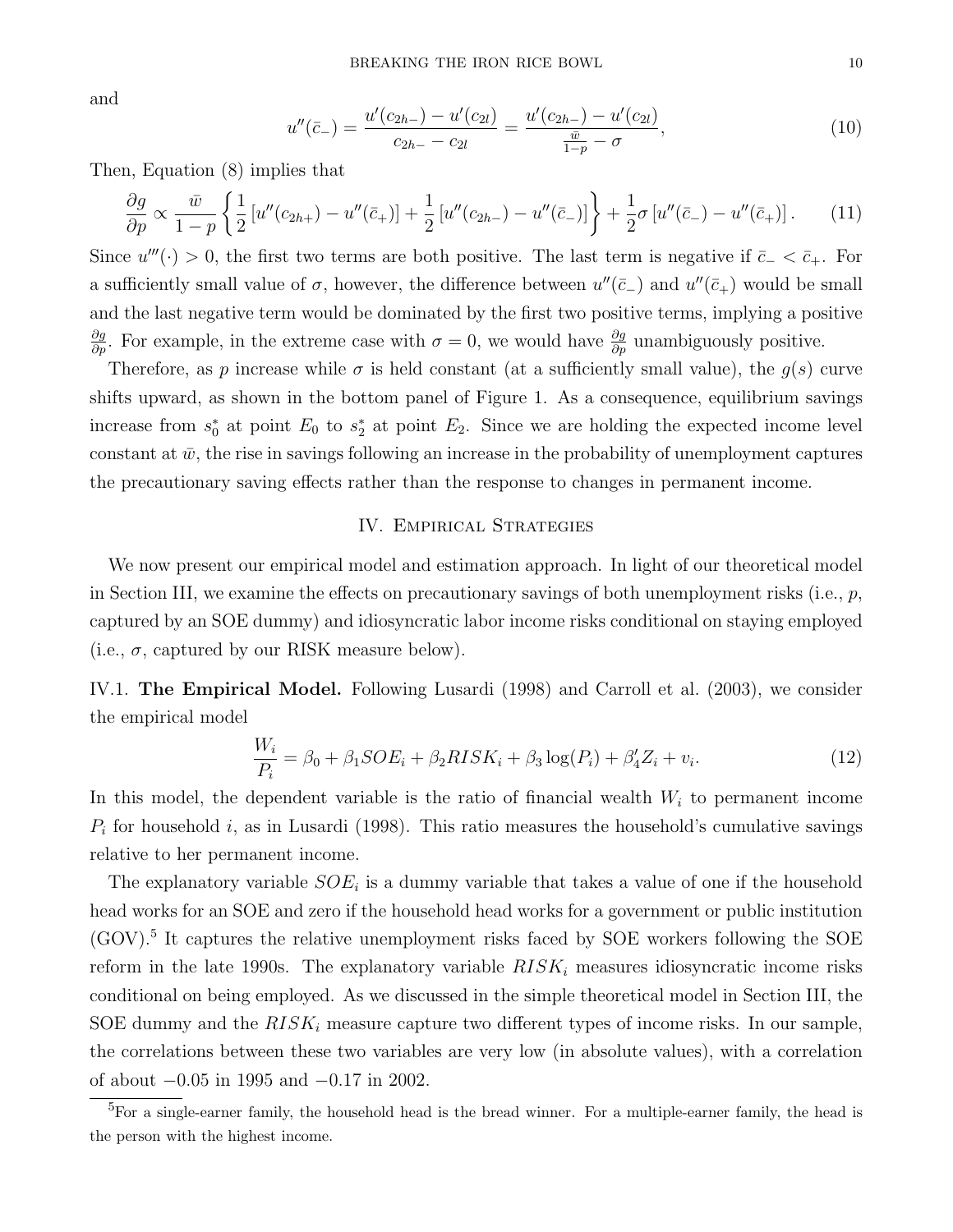and

$$u''(\bar{c}_{-}) = \frac{u'(c_{2h-}) - u'(c_{2l})}{c_{2h-} - c_{2l}} = \frac{u'(c_{2h-}) - u'(c_{2l})}{\frac{\bar{w}}{1-p} - \sigma}, \tag{10}$$

Then, Equation (8) implies that

$$\frac{\partial g}{\partial p} \propto \frac{\bar{w}}{1-p}\left\{\frac{1}{2}\left[u''(c_{2h+}) - u''(\bar{c}_{+})\right] + \frac{1}{2}\left[u''(c_{2h-}) - u''(\bar{c}_{-})\right]\right\} + \frac{1}{2}\sigma\left[u''(\bar{c}_{-}) - u''(\bar{c}_{+})\right]. \tag{11}$$

Since $u'''(\cdot) > 0$, the first two terms are both positive. The last term is negative if $\bar{c}_{-} < \bar{c}_{+}$. For a sufficiently small value of $\sigma$, however, the difference between $u''(\bar{c}_{-})$ and $u''(\bar{c}_{+})$ would be small and the last negative term would be dominated by the first two positive terms, implying a positive $\frac{\partial g}{\partial p}$. For example, in the extreme case with $\sigma = 0$, we would have $\frac{\partial g}{\partial p}$ unambiguously positive.

Therefore, as $p$ increase while $\sigma$ is held constant (at a sufficiently small value), the $g(s)$ curve shifts upward, as shown in the bottom panel of Figure 1. As a consequence, equilibrium savings increase from $s_0^*$ at point $E_0$ to $s_2^*$ at point $E_2$. Since we are holding the expected income level constant at $\bar{w}$, the rise in savings following an increase in the probability of unemployment captures the precautionary saving effects rather than the response to changes in permanent income.

## IV. Empirical Strategies

We now present our empirical model and estimation approach. In light of our theoretical model in Section III, we examine the effects on precautionary savings of both unemployment risks (i.e., $p$, captured by an SOE dummy) and idiosyncratic labor income risks conditional on staying employed (i.e., $\sigma$, captured by our RISK measure below).

### IV.1. The Empirical Model.

Following Lusardi (1998) and Carroll et al. (2003), we consider the empirical model

$$\frac{W_i}{P_i} = \beta_0 + \beta_1 SOE_i + \beta_2 RISK_i + \beta_3 \log(P_i) + \beta_4' Z_i + v_i. \tag{12}$$

In this model, the dependent variable is the ratio of financial wealth $W_i$ to permanent income $P_i$ for household $i$, as in Lusardi (1998). This ratio measures the household's cumulative savings relative to her permanent income.

The explanatory variable $SOE_i$ is a dummy variable that takes a value of one if the household head works for an SOE and zero if the household head works for a government or public institution (GOV).[5] It captures the relative unemployment risks faced by SOE workers following the SOE reform in the late 1990s. The explanatory variable $RISK_i$ measures idiosyncratic income risks conditional on being employed. As we discussed in the simple theoretical model in Section III, the SOE dummy and the $RISK_i$ measure capture two different types of income risks. In our sample, the correlations between these two variables are very low (in absolute values), with a correlation of about $-0.05$ in 1995 and $-0.17$ in 2002.

[5] For a single-earner family, the household head is the bread winner. For a multiple-earner family, the head is the person with the highest income.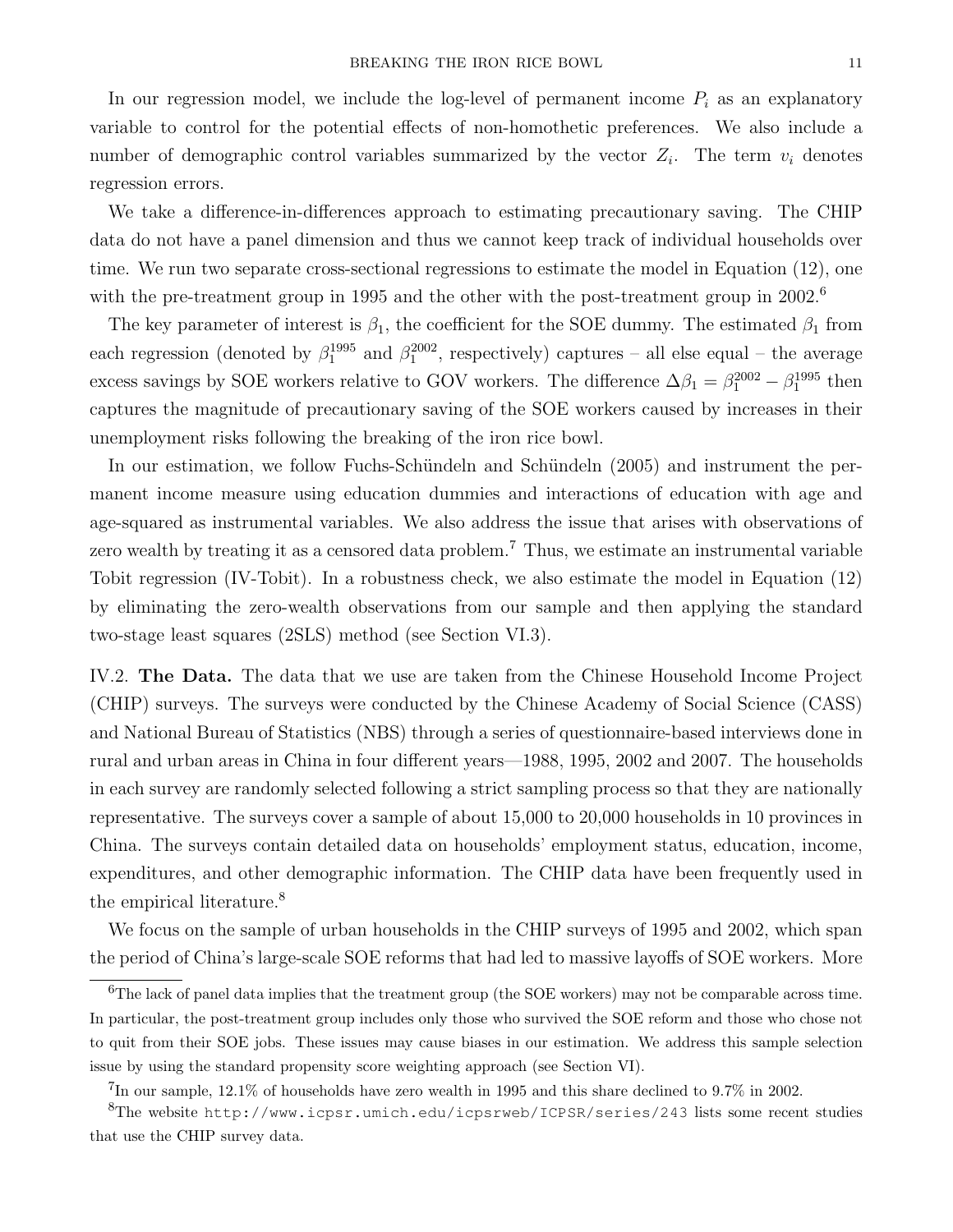In our regression model, we include the log-level of permanent income $P_i$ as an explanatory variable to control for the potential effects of non-homothetic preferences. We also include a number of demographic control variables summarized by the vector $Z_i$. The term $v_i$ denotes regression errors.

We take a difference-in-differences approach to estimating precautionary saving. The CHIP data do not have a panel dimension and thus we cannot keep track of individual households over time. We run two separate cross-sectional regressions to estimate the model in Equation (12), one with the pre-treatment group in 1995 and the other with the post-treatment group in 2002.[6]

The key parameter of interest is $\beta_1$, the coefficient for the SOE dummy. The estimated $\beta_1$ from each regression (denoted by $\beta_1^{1995}$ and $\beta_1^{2002}$, respectively) captures – all else equal – the average excess savings by SOE workers relative to GOV workers. The difference $\Delta\beta_1 = \beta_1^{2002} - \beta_1^{1995}$ then captures the magnitude of precautionary saving of the SOE workers caused by increases in their unemployment risks following the breaking of the iron rice bowl.

In our estimation, we follow Fuchs-Schündeln and Schündeln (2005) and instrument the permanent income measure using education dummies and interactions of education with age and age-squared as instrumental variables. We also address the issue that arises with observations of zero wealth by treating it as a censored data problem.[7] Thus, we estimate an instrumental variable Tobit regression (IV-Tobit). In a robustness check, we also estimate the model in Equation (12) by eliminating the zero-wealth observations from our sample and then applying the standard two-stage least squares (2SLS) method (see Section VI.3).

IV.2. **The Data.** The data that we use are taken from the Chinese Household Income Project (CHIP) surveys. The surveys were conducted by the Chinese Academy of Social Science (CASS) and National Bureau of Statistics (NBS) through a series of questionnaire-based interviews done in rural and urban areas in China in four different years—1988, 1995, 2002 and 2007. The households in each survey are randomly selected following a strict sampling process so that they are nationally representative. The surveys cover a sample of about 15,000 to 20,000 households in 10 provinces in China. The surveys contain detailed data on households' employment status, education, income, expenditures, and other demographic information. The CHIP data have been frequently used in the empirical literature.[8]

We focus on the sample of urban households in the CHIP surveys of 1995 and 2002, which span the period of China's large-scale SOE reforms that had led to massive layoffs of SOE workers. More

[6] The lack of panel data implies that the treatment group (the SOE workers) may not be comparable across time. In particular, the post-treatment group includes only those who survived the SOE reform and those who chose not to quit from their SOE jobs. These issues may cause biases in our estimation. We address this sample selection issue by using the standard propensity score weighting approach (see Section VI).

[7] In our sample, 12.1% of households have zero wealth in 1995 and this share declined to 9.7% in 2002.

[8] The website `http://www.icpsr.umich.edu/icpsrweb/ICPSR/series/243` lists some recent studies that use the CHIP survey data.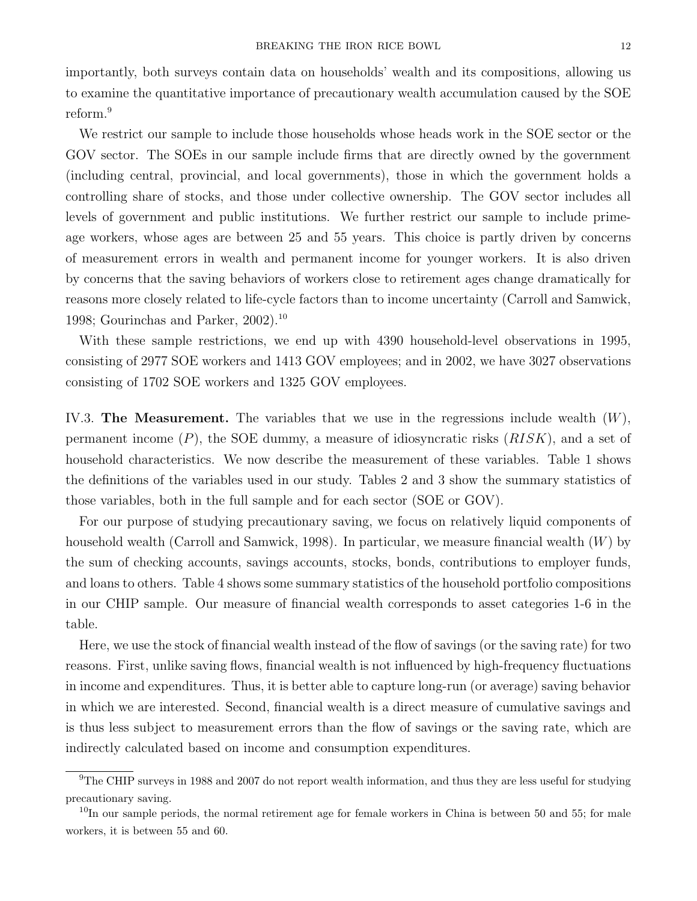importantly, both surveys contain data on households' wealth and its compositions, allowing us to examine the quantitative importance of precautionary wealth accumulation caused by the SOE reform.[9]

We restrict our sample to include those households whose heads work in the SOE sector or the GOV sector. The SOEs in our sample include firms that are directly owned by the government (including central, provincial, and local governments), those in which the government holds a controlling share of stocks, and those under collective ownership. The GOV sector includes all levels of government and public institutions. We further restrict our sample to include prime-age workers, whose ages are between 25 and 55 years. This choice is partly driven by concerns of measurement errors in wealth and permanent income for younger workers. It is also driven by concerns that the saving behaviors of workers close to retirement ages change dramatically for reasons more closely related to life-cycle factors than to income uncertainty (Carroll and Samwick, 1998; Gourinchas and Parker, 2002).[10]

With these sample restrictions, we end up with 4390 household-level observations in 1995, consisting of 2977 SOE workers and 1413 GOV employees; and in 2002, we have 3027 observations consisting of 1702 SOE workers and 1325 GOV employees.

IV.3. **The Measurement.** The variables that we use in the regressions include wealth ($W$), permanent income ($P$), the SOE dummy, a measure of idiosyncratic risks ($RISK$), and a set of household characteristics. We now describe the measurement of these variables. Table 1 shows the definitions of the variables used in our study. Tables 2 and 3 show the summary statistics of those variables, both in the full sample and for each sector (SOE or GOV).

For our purpose of studying precautionary saving, we focus on relatively liquid components of household wealth (Carroll and Samwick, 1998). In particular, we measure financial wealth ($W$) by the sum of checking accounts, savings accounts, stocks, bonds, contributions to employer funds, and loans to others. Table 4 shows some summary statistics of the household portfolio compositions in our CHIP sample. Our measure of financial wealth corresponds to asset categories 1-6 in the table.

Here, we use the stock of financial wealth instead of the flow of savings (or the saving rate) for two reasons. First, unlike saving flows, financial wealth is not influenced by high-frequency fluctuations in income and expenditures. Thus, it is better able to capture long-run (or average) saving behavior in which we are interested. Second, financial wealth is a direct measure of cumulative savings and is thus less subject to measurement errors than the flow of savings or the saving rate, which are indirectly calculated based on income and consumption expenditures.

[9] The CHIP surveys in 1988 and 2007 do not report wealth information, and thus they are less useful for studying precautionary saving.

[10] In our sample periods, the normal retirement age for female workers in China is between 50 and 55; for male workers, it is between 55 and 60.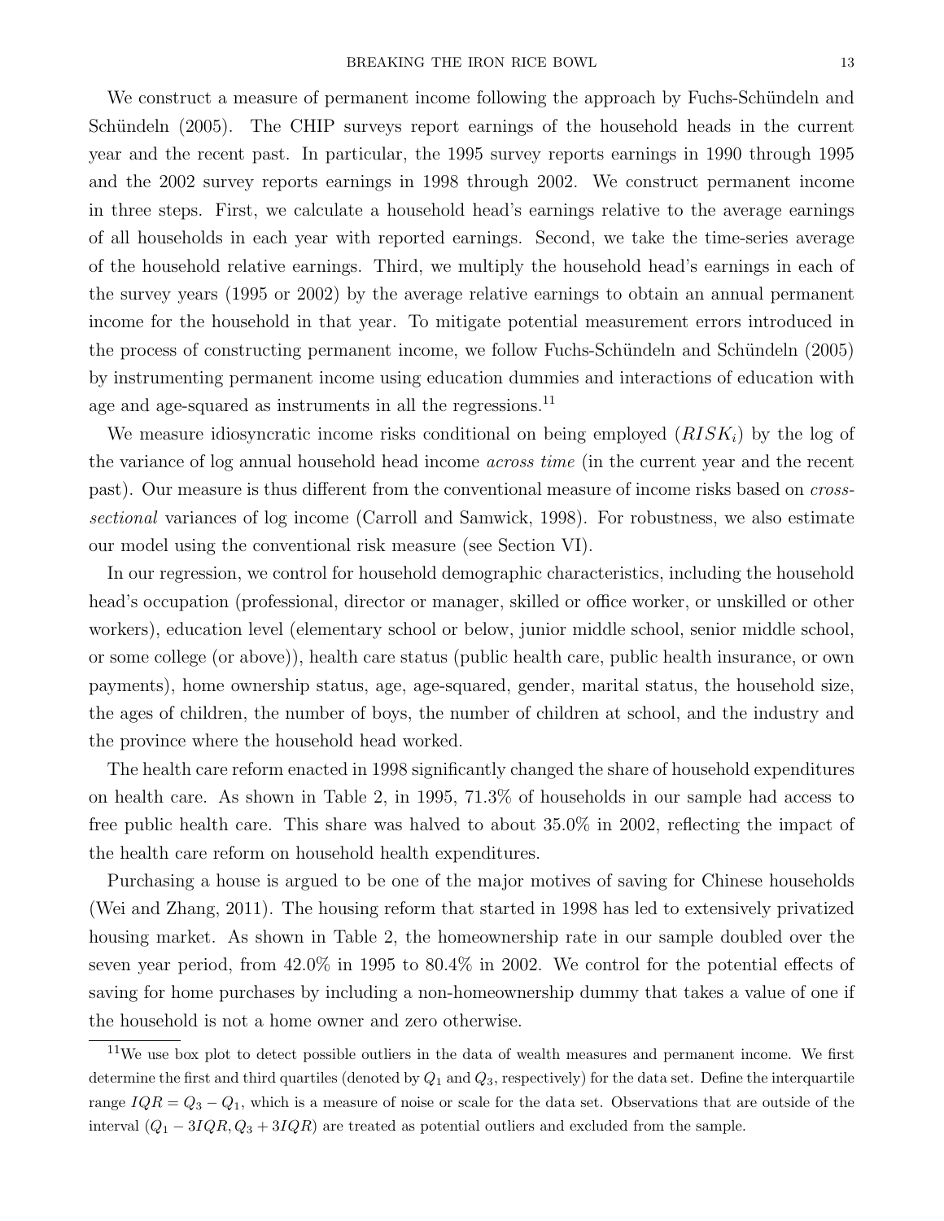We construct a measure of permanent income following the approach by Fuchs-Schündeln and Schündeln (2005). The CHIP surveys report earnings of the household heads in the current year and the recent past. In particular, the 1995 survey reports earnings in 1990 through 1995 and the 2002 survey reports earnings in 1998 through 2002. We construct permanent income in three steps. First, we calculate a household head's earnings relative to the average earnings of all households in each year with reported earnings. Second, we take the time-series average of the household relative earnings. Third, we multiply the household head's earnings in each of the survey years (1995 or 2002) by the average relative earnings to obtain an annual permanent income for the household in that year. To mitigate potential measurement errors introduced in the process of constructing permanent income, we follow Fuchs-Schündeln and Schündeln (2005) by instrumenting permanent income using education dummies and interactions of education with age and age-squared as instruments in all the regressions.[11]

We measure idiosyncratic income risks conditional on being employed ($RISK_i$) by the log of the variance of log annual household head income *across time* (in the current year and the recent past). Our measure is thus different from the conventional measure of income risks based on *cross-sectional* variances of log income (Carroll and Samwick, 1998). For robustness, we also estimate our model using the conventional risk measure (see Section VI).

In our regression, we control for household demographic characteristics, including the household head's occupation (professional, director or manager, skilled or office worker, or unskilled or other workers), education level (elementary school or below, junior middle school, senior middle school, or some college (or above)), health care status (public health care, public health insurance, or own payments), home ownership status, age, age-squared, gender, marital status, the household size, the ages of children, the number of boys, the number of children at school, and the industry and the province where the household head worked.

The health care reform enacted in 1998 significantly changed the share of household expenditures on health care. As shown in Table 2, in 1995, 71.3% of households in our sample had access to free public health care. This share was halved to about 35.0% in 2002, reflecting the impact of the health care reform on household health expenditures.

Purchasing a house is argued to be one of the major motives of saving for Chinese households (Wei and Zhang, 2011). The housing reform that started in 1998 has led to extensively privatized housing market. As shown in Table 2, the homeownership rate in our sample doubled over the seven year period, from 42.0% in 1995 to 80.4% in 2002. We control for the potential effects of saving for home purchases by including a non-homeownership dummy that takes a value of one if the household is not a home owner and zero otherwise.

[11] We use box plot to detect possible outliers in the data of wealth measures and permanent income. We first determine the first and third quartiles (denoted by $Q_1$ and $Q_3$, respectively) for the data set. Define the interquartile range $IQR = Q_3 - Q_1$, which is a measure of noise or scale for the data set. Observations that are outside of the interval $(Q_1 - 3IQR, Q_3 + 3IQR)$ are treated as potential outliers and excluded from the sample.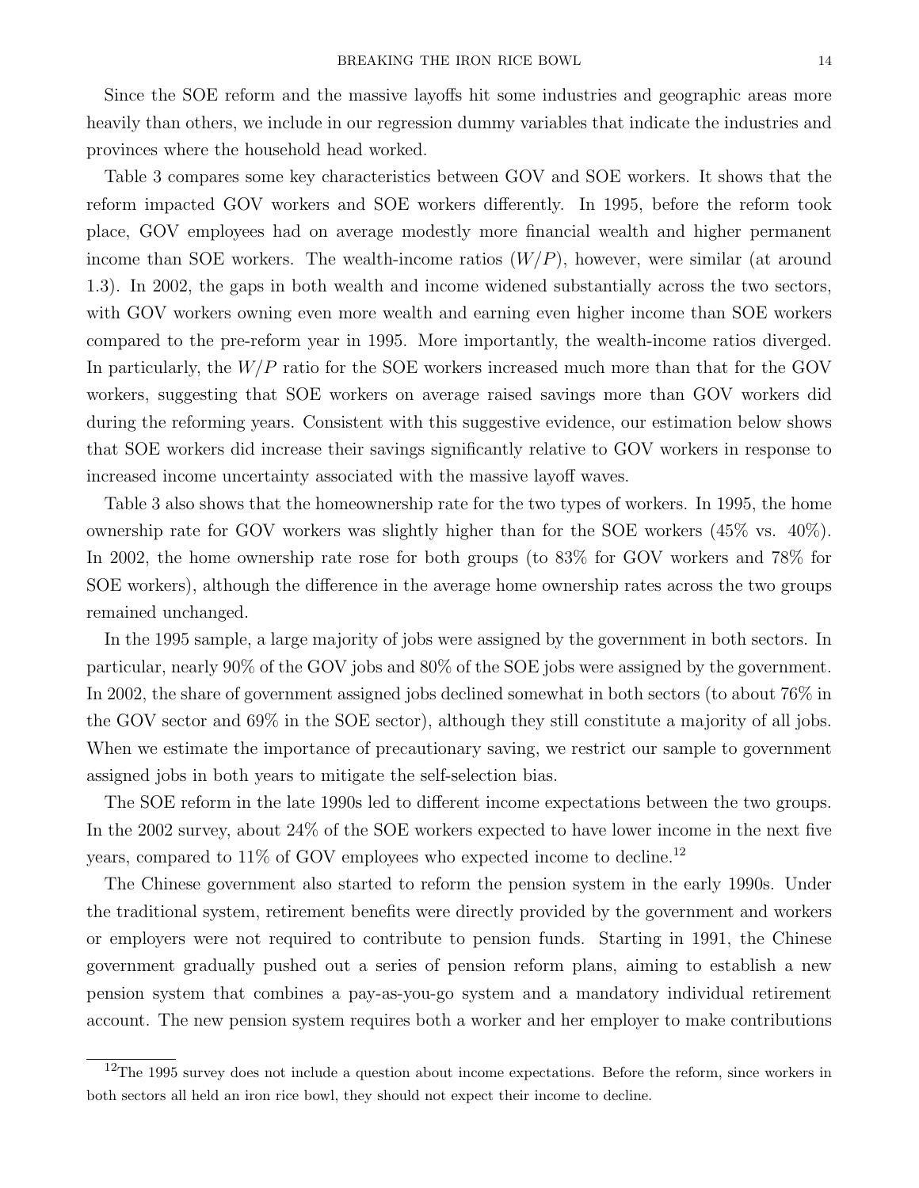Since the SOE reform and the massive layoffs hit some industries and geographic areas more heavily than others, we include in our regression dummy variables that indicate the industries and provinces where the household head worked.

Table 3 compares some key characteristics between GOV and SOE workers. It shows that the reform impacted GOV workers and SOE workers differently. In 1995, before the reform took place, GOV employees had on average modestly more financial wealth and higher permanent income than SOE workers. The wealth-income ratios ($W/P$), however, were similar (at around 1.3). In 2002, the gaps in both wealth and income widened substantially across the two sectors, with GOV workers owning even more wealth and earning even higher income than SOE workers compared to the pre-reform year in 1995. More importantly, the wealth-income ratios diverged. In particularly, the $W/P$ ratio for the SOE workers increased much more than that for the GOV workers, suggesting that SOE workers on average raised savings more than GOV workers did during the reforming years. Consistent with this suggestive evidence, our estimation below shows that SOE workers did increase their savings significantly relative to GOV workers in response to increased income uncertainty associated with the massive layoff waves.

Table 3 also shows that the homeownership rate for the two types of workers. In 1995, the home ownership rate for GOV workers was slightly higher than for the SOE workers (45% vs. 40%). In 2002, the home ownership rate rose for both groups (to 83% for GOV workers and 78% for SOE workers), although the difference in the average home ownership rates across the two groups remained unchanged.

In the 1995 sample, a large majority of jobs were assigned by the government in both sectors. In particular, nearly 90% of the GOV jobs and 80% of the SOE jobs were assigned by the government. In 2002, the share of government assigned jobs declined somewhat in both sectors (to about 76% in the GOV sector and 69% in the SOE sector), although they still constitute a majority of all jobs. When we estimate the importance of precautionary saving, we restrict our sample to government assigned jobs in both years to mitigate the self-selection bias.

The SOE reform in the late 1990s led to different income expectations between the two groups. In the 2002 survey, about 24% of the SOE workers expected to have lower income in the next five years, compared to 11% of GOV employees who expected income to decline.[12]

The Chinese government also started to reform the pension system in the early 1990s. Under the traditional system, retirement benefits were directly provided by the government and workers or employers were not required to contribute to pension funds. Starting in 1991, the Chinese government gradually pushed out a series of pension reform plans, aiming to establish a new pension system that combines a pay-as-you-go system and a mandatory individual retirement account. The new pension system requires both a worker and her employer to make contributions

[12]The 1995 survey does not include a question about income expectations. Before the reform, since workers in both sectors all held an iron rice bowl, they should not expect their income to decline.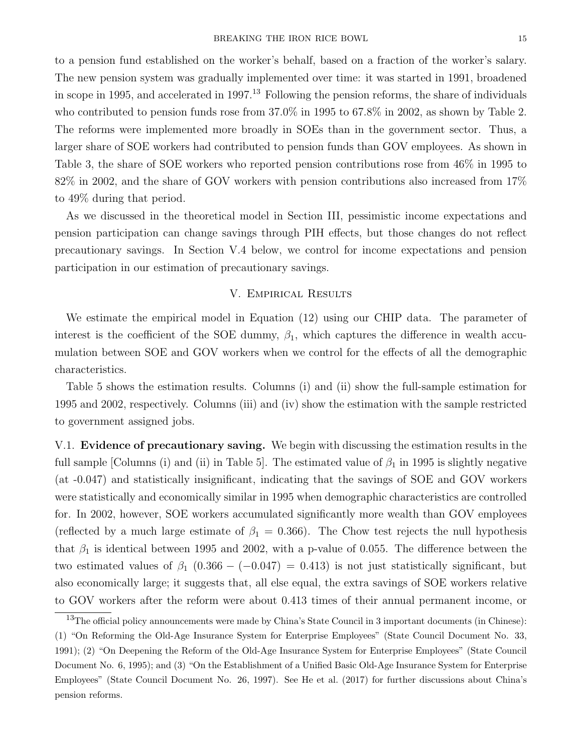to a pension fund established on the worker's behalf, based on a fraction of the worker's salary. The new pension system was gradually implemented over time: it was started in 1991, broadened in scope in 1995, and accelerated in 1997.[13] Following the pension reforms, the share of individuals who contributed to pension funds rose from 37.0% in 1995 to 67.8% in 2002, as shown by Table 2. The reforms were implemented more broadly in SOEs than in the government sector. Thus, a larger share of SOE workers had contributed to pension funds than GOV employees. As shown in Table 3, the share of SOE workers who reported pension contributions rose from 46% in 1995 to 82% in 2002, and the share of GOV workers with pension contributions also increased from 17% to 49% during that period.

As we discussed in the theoretical model in Section III, pessimistic income expectations and pension participation can change savings through PIH effects, but those changes do not reflect precautionary savings. In Section V.4 below, we control for income expectations and pension participation in our estimation of precautionary savings.

## V. Empirical Results

We estimate the empirical model in Equation (12) using our CHIP data. The parameter of interest is the coefficient of the SOE dummy, $\beta_1$, which captures the difference in wealth accumulation between SOE and GOV workers when we control for the effects of all the demographic characteristics.

Table 5 shows the estimation results. Columns (i) and (ii) show the full-sample estimation for 1995 and 2002, respectively. Columns (iii) and (iv) show the estimation with the sample restricted to government assigned jobs.

V.1. **Evidence of precautionary saving.** We begin with discussing the estimation results in the full sample [Columns (i) and (ii) in Table 5]. The estimated value of $\beta_1$ in 1995 is slightly negative (at -0.047) and statistically insignificant, indicating that the savings of SOE and GOV workers were statistically and economically similar in 1995 when demographic characteristics are controlled for. In 2002, however, SOE workers accumulated significantly more wealth than GOV employees (reflected by a much large estimate of $\beta_1 = 0.366$). The Chow test rejects the null hypothesis that $\beta_1$ is identical between 1995 and 2002, with a p-value of 0.055. The difference between the two estimated values of $\beta_1$ ($0.366 - (-0.047) = 0.413$) is not just statistically significant, but also economically large; it suggests that, all else equal, the extra savings of SOE workers relative to GOV workers after the reform were about 0.413 times of their annual permanent income, or

[13] The official policy announcements were made by China's State Council in 3 important documents (in Chinese): (1) "On Reforming the Old-Age Insurance System for Enterprise Employees" (State Council Document No. 33, 1991); (2) "On Deepening the Reform of the Old-Age Insurance System for Enterprise Employees" (State Council Document No. 6, 1995); and (3) "On the Establishment of a Unified Basic Old-Age Insurance System for Enterprise Employees" (State Council Document No. 26, 1997). See He et al. (2017) for further discussions about China's pension reforms.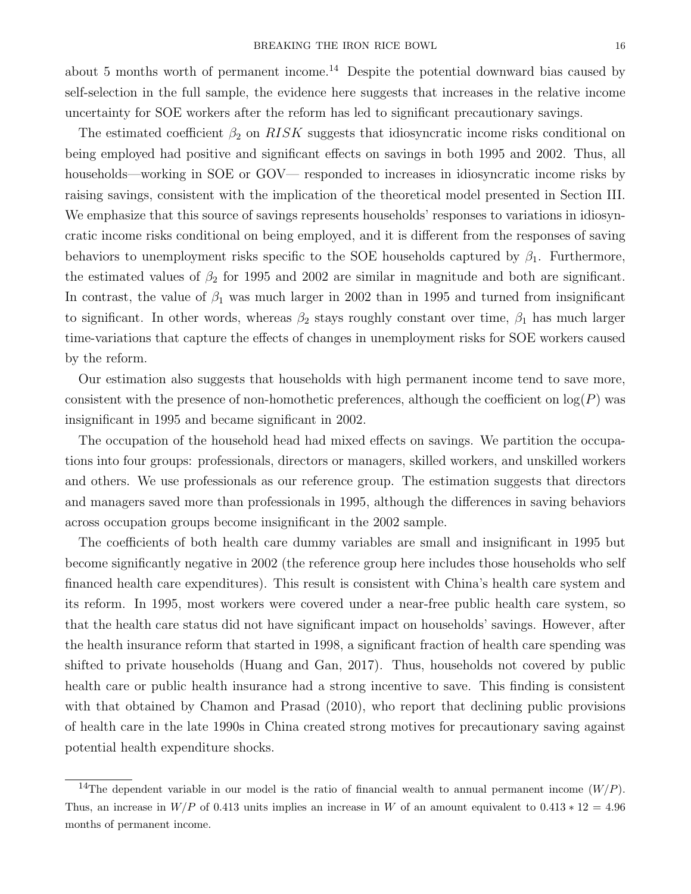about 5 months worth of permanent income.[14] Despite the potential downward bias caused by self-selection in the full sample, the evidence here suggests that increases in the relative income uncertainty for SOE workers after the reform has led to significant precautionary savings.

The estimated coefficient $\beta_2$ on $RISK$ suggests that idiosyncratic income risks conditional on being employed had positive and significant effects on savings in both 1995 and 2002. Thus, all households—working in SOE or GOV— responded to increases in idiosyncratic income risks by raising savings, consistent with the implication of the theoretical model presented in Section III. We emphasize that this source of savings represents households' responses to variations in idiosyncratic income risks conditional on being employed, and it is different from the responses of saving behaviors to unemployment risks specific to the SOE households captured by $\beta_1$. Furthermore, the estimated values of $\beta_2$ for 1995 and 2002 are similar in magnitude and both are significant. In contrast, the value of $\beta_1$ was much larger in 2002 than in 1995 and turned from insignificant to significant. In other words, whereas $\beta_2$ stays roughly constant over time, $\beta_1$ has much larger time-variations that capture the effects of changes in unemployment risks for SOE workers caused by the reform.

Our estimation also suggests that households with high permanent income tend to save more, consistent with the presence of non-homothetic preferences, although the coefficient on $\log(P)$ was insignificant in 1995 and became significant in 2002.

The occupation of the household head had mixed effects on savings. We partition the occupations into four groups: professionals, directors or managers, skilled workers, and unskilled workers and others. We use professionals as our reference group. The estimation suggests that directors and managers saved more than professionals in 1995, although the differences in saving behaviors across occupation groups become insignificant in the 2002 sample.

The coefficients of both health care dummy variables are small and insignificant in 1995 but become significantly negative in 2002 (the reference group here includes those households who self financed health care expenditures). This result is consistent with China's health care system and its reform. In 1995, most workers were covered under a near-free public health care system, so that the health care status did not have significant impact on households' savings. However, after the health insurance reform that started in 1998, a significant fraction of health care spending was shifted to private households (Huang and Gan, 2017). Thus, households not covered by public health care or public health insurance had a strong incentive to save. This finding is consistent with that obtained by Chamon and Prasad (2010), who report that declining public provisions of health care in the late 1990s in China created strong motives for precautionary saving against potential health expenditure shocks.

[14] The dependent variable in our model is the ratio of financial wealth to annual permanent income ($W/P$). Thus, an increase in $W/P$ of 0.413 units implies an increase in $W$ of an amount equivalent to $0.413 * 12 = 4.96$ months of permanent income.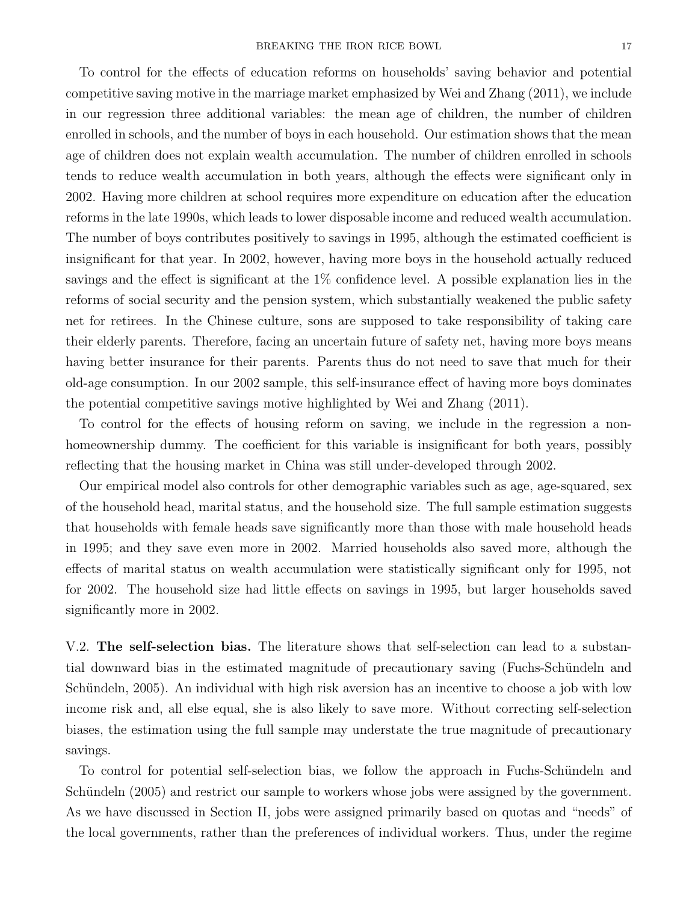To control for the effects of education reforms on households' saving behavior and potential competitive saving motive in the marriage market emphasized by Wei and Zhang (2011), we include in our regression three additional variables: the mean age of children, the number of children enrolled in schools, and the number of boys in each household. Our estimation shows that the mean age of children does not explain wealth accumulation. The number of children enrolled in schools tends to reduce wealth accumulation in both years, although the effects were significant only in 2002. Having more children at school requires more expenditure on education after the education reforms in the late 1990s, which leads to lower disposable income and reduced wealth accumulation. The number of boys contributes positively to savings in 1995, although the estimated coefficient is insignificant for that year. In 2002, however, having more boys in the household actually reduced savings and the effect is significant at the 1% confidence level. A possible explanation lies in the reforms of social security and the pension system, which substantially weakened the public safety net for retirees. In the Chinese culture, sons are supposed to take responsibility of taking care their elderly parents. Therefore, facing an uncertain future of safety net, having more boys means having better insurance for their parents. Parents thus do not need to save that much for their old-age consumption. In our 2002 sample, this self-insurance effect of having more boys dominates the potential competitive savings motive highlighted by Wei and Zhang (2011).

To control for the effects of housing reform on saving, we include in the regression a non-homeownership dummy. The coefficient for this variable is insignificant for both years, possibly reflecting that the housing market in China was still under-developed through 2002.

Our empirical model also controls for other demographic variables such as age, age-squared, sex of the household head, marital status, and the household size. The full sample estimation suggests that households with female heads save significantly more than those with male household heads in 1995; and they save even more in 2002. Married households also saved more, although the effects of marital status on wealth accumulation were statistically significant only for 1995, not for 2002. The household size had little effects on savings in 1995, but larger households saved significantly more in 2002.

V.2. **The self-selection bias.** The literature shows that self-selection can lead to a substantial downward bias in the estimated magnitude of precautionary saving (Fuchs-Schündeln and Schündeln, 2005). An individual with high risk aversion has an incentive to choose a job with low income risk and, all else equal, she is also likely to save more. Without correcting self-selection biases, the estimation using the full sample may understate the true magnitude of precautionary savings.

To control for potential self-selection bias, we follow the approach in Fuchs-Schündeln and Schündeln (2005) and restrict our sample to workers whose jobs were assigned by the government. As we have discussed in Section II, jobs were assigned primarily based on quotas and "needs" of the local governments, rather than the preferences of individual workers. Thus, under the regime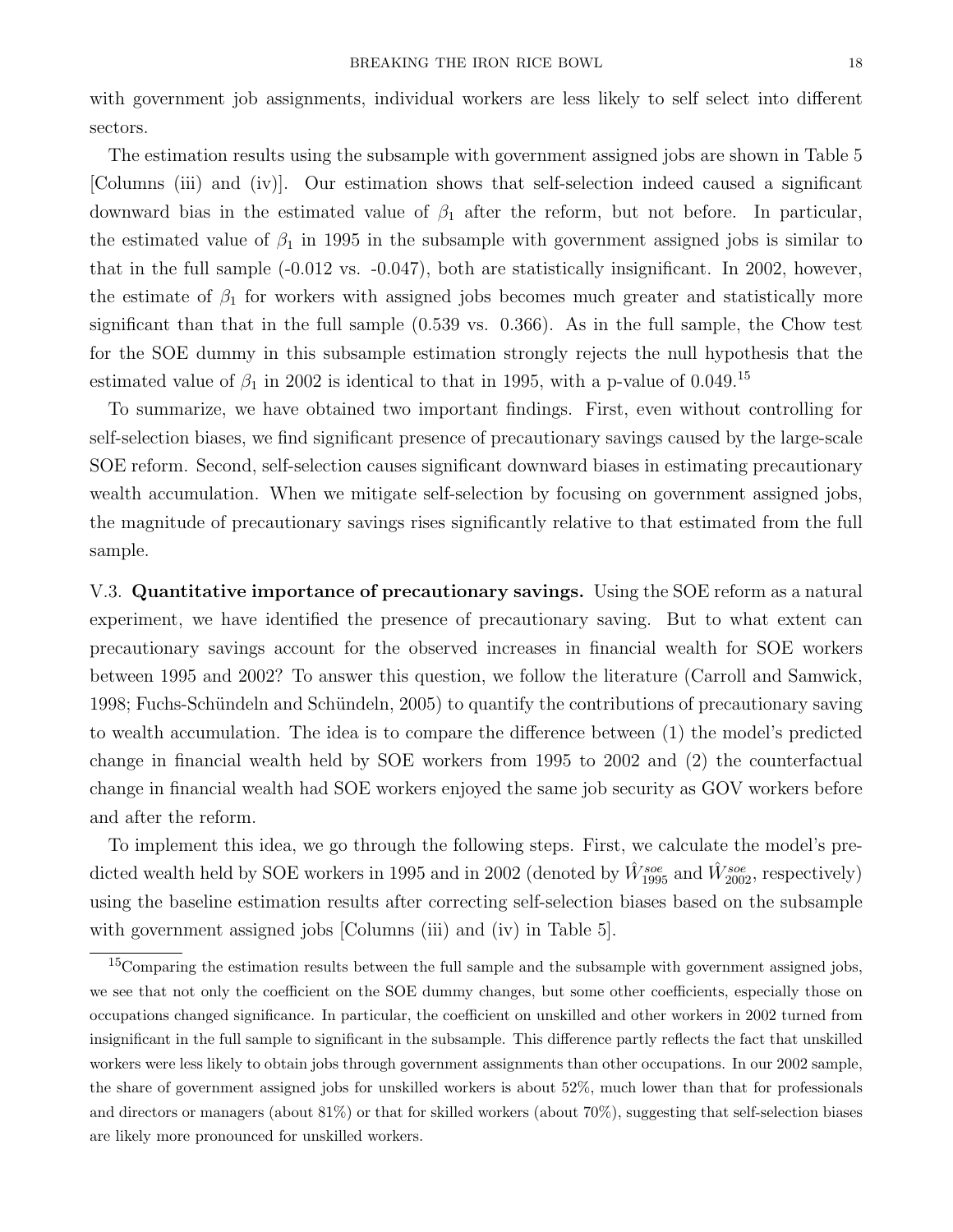with government job assignments, individual workers are less likely to self select into different sectors.

The estimation results using the subsample with government assigned jobs are shown in Table 5 [Columns (iii) and (iv)]. Our estimation shows that self-selection indeed caused a significant downward bias in the estimated value of $\beta_1$ after the reform, but not before. In particular, the estimated value of $\beta_1$ in 1995 in the subsample with government assigned jobs is similar to that in the full sample (-0.012 vs. -0.047), both are statistically insignificant. In 2002, however, the estimate of $\beta_1$ for workers with assigned jobs becomes much greater and statistically more significant than that in the full sample (0.539 vs. 0.366). As in the full sample, the Chow test for the SOE dummy in this subsample estimation strongly rejects the null hypothesis that the estimated value of $\beta_1$ in 2002 is identical to that in 1995, with a p-value of 0.049.[15]

To summarize, we have obtained two important findings. First, even without controlling for self-selection biases, we find significant presence of precautionary savings caused by the large-scale SOE reform. Second, self-selection causes significant downward biases in estimating precautionary wealth accumulation. When we mitigate self-selection by focusing on government assigned jobs, the magnitude of precautionary savings rises significantly relative to that estimated from the full sample.

V.3. **Quantitative importance of precautionary savings.** Using the SOE reform as a natural experiment, we have identified the presence of precautionary saving. But to what extent can precautionary savings account for the observed increases in financial wealth for SOE workers between 1995 and 2002? To answer this question, we follow the literature (Carroll and Samwick, 1998; Fuchs-Schündeln and Schündeln, 2005) to quantify the contributions of precautionary saving to wealth accumulation. The idea is to compare the difference between (1) the model's predicted change in financial wealth held by SOE workers from 1995 to 2002 and (2) the counterfactual change in financial wealth had SOE workers enjoyed the same job security as GOV workers before and after the reform.

To implement this idea, we go through the following steps. First, we calculate the model's predicted wealth held by SOE workers in 1995 and in 2002 (denoted by $\hat{W}^{soe}_{1995}$ and $\hat{W}^{soe}_{2002}$, respectively) using the baseline estimation results after correcting self-selection biases based on the subsample with government assigned jobs [Columns (iii) and (iv) in Table 5].

[15] Comparing the estimation results between the full sample and the subsample with government assigned jobs, we see that not only the coefficient on the SOE dummy changes, but some other coefficients, especially those on occupations changed significance. In particular, the coefficient on unskilled and other workers in 2002 turned from insignificant in the full sample to significant in the subsample. This difference partly reflects the fact that unskilled workers were less likely to obtain jobs through government assignments than other occupations. In our 2002 sample, the share of government assigned jobs for unskilled workers is about 52%, much lower than that for professionals and directors or managers (about 81%) or that for skilled workers (about 70%), suggesting that self-selection biases are likely more pronounced for unskilled workers.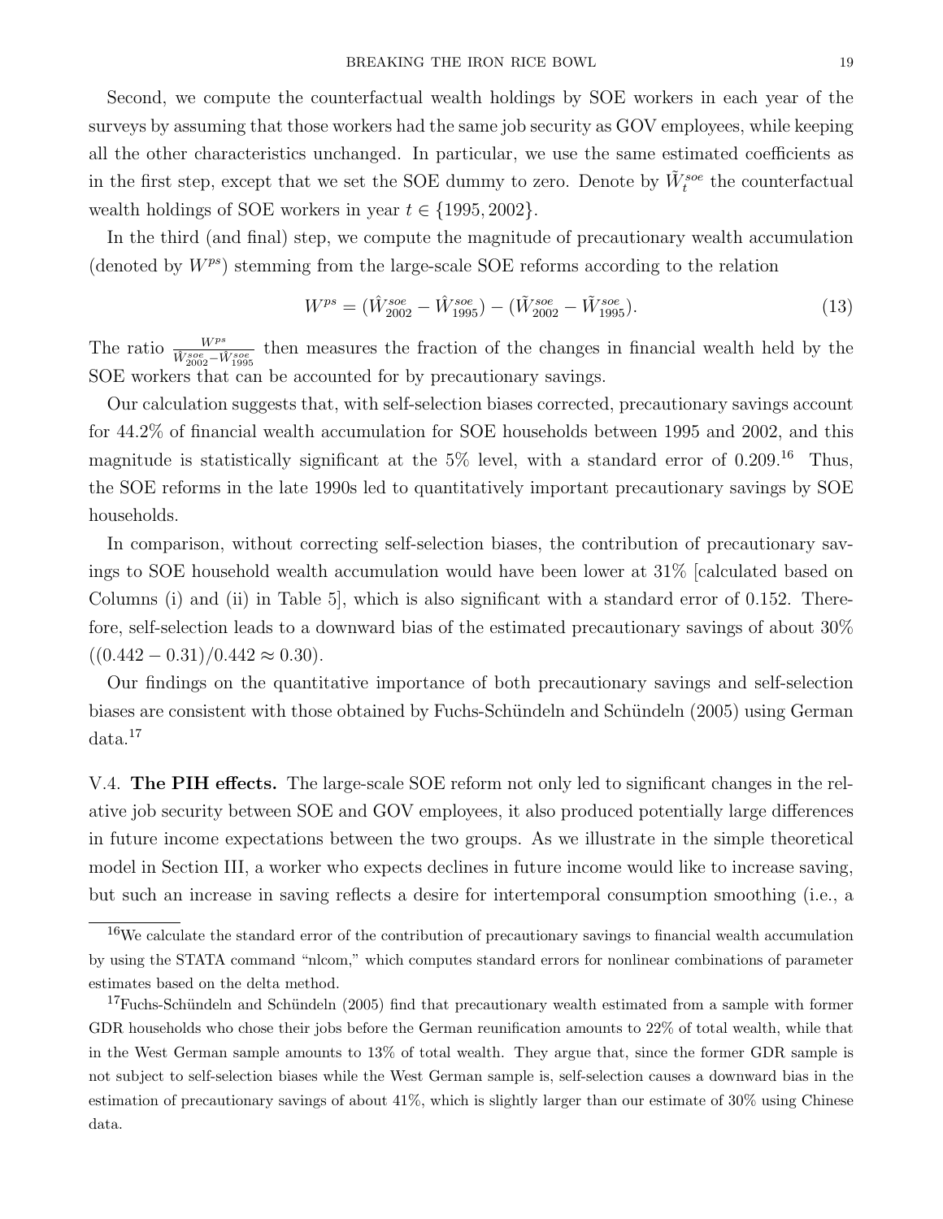Second, we compute the counterfactual wealth holdings by SOE workers in each year of the surveys by assuming that those workers had the same job security as GOV employees, while keeping all the other characteristics unchanged. In particular, we use the same estimated coefficients as in the first step, except that we set the SOE dummy to zero. Denote by $\tilde{W}_t^{soe}$ the counterfactual wealth holdings of SOE workers in year $t \in \{1995, 2002\}$.

In the third (and final) step, we compute the magnitude of precautionary wealth accumulation (denoted by $W^{ps}$) stemming from the large-scale SOE reforms according to the relation

$$W^{ps} = (\hat{W}_{2002}^{soe} - \hat{W}_{1995}^{soe}) - (\tilde{W}_{2002}^{soe} - \tilde{W}_{1995}^{soe}). \tag{13}$$

The ratio $\frac{W^{ps}}{\hat{W}_{2002}^{soe} - \hat{W}_{1995}^{soe}}$ then measures the fraction of the changes in financial wealth held by the SOE workers that can be accounted for by precautionary savings.

Our calculation suggests that, with self-selection biases corrected, precautionary savings account for 44.2% of financial wealth accumulation for SOE households between 1995 and 2002, and this magnitude is statistically significant at the 5% level, with a standard error of 0.209.[16] Thus, the SOE reforms in the late 1990s led to quantitatively important precautionary savings by SOE households.

In comparison, without correcting self-selection biases, the contribution of precautionary savings to SOE household wealth accumulation would have been lower at 31% [calculated based on Columns (i) and (ii) in Table 5], which is also significant with a standard error of 0.152. Therefore, self-selection leads to a downward bias of the estimated precautionary savings of about 30% $((0.442 - 0.31)/0.442 \approx 0.30)$.

Our findings on the quantitative importance of both precautionary savings and self-selection biases are consistent with those obtained by Fuchs-Schündeln and Schündeln (2005) using German data.[17]

V.4. **The PIH effects.** The large-scale SOE reform not only led to significant changes in the relative job security between SOE and GOV employees, it also produced potentially large differences in future income expectations between the two groups. As we illustrate in the simple theoretical model in Section III, a worker who expects declines in future income would like to increase saving, but such an increase in saving reflects a desire for intertemporal consumption smoothing (i.e., a

[16] We calculate the standard error of the contribution of precautionary savings to financial wealth accumulation by using the STATA command "nlcom," which computes standard errors for nonlinear combinations of parameter estimates based on the delta method.

[17] Fuchs-Schündeln and Schündeln (2005) find that precautionary wealth estimated from a sample with former GDR households who chose their jobs before the German reunification amounts to 22% of total wealth, while that in the West German sample amounts to 13% of total wealth. They argue that, since the former GDR sample is not subject to self-selection biases while the West German sample is, self-selection causes a downward bias in the estimation of precautionary savings of about 41%, which is slightly larger than our estimate of 30% using Chinese data.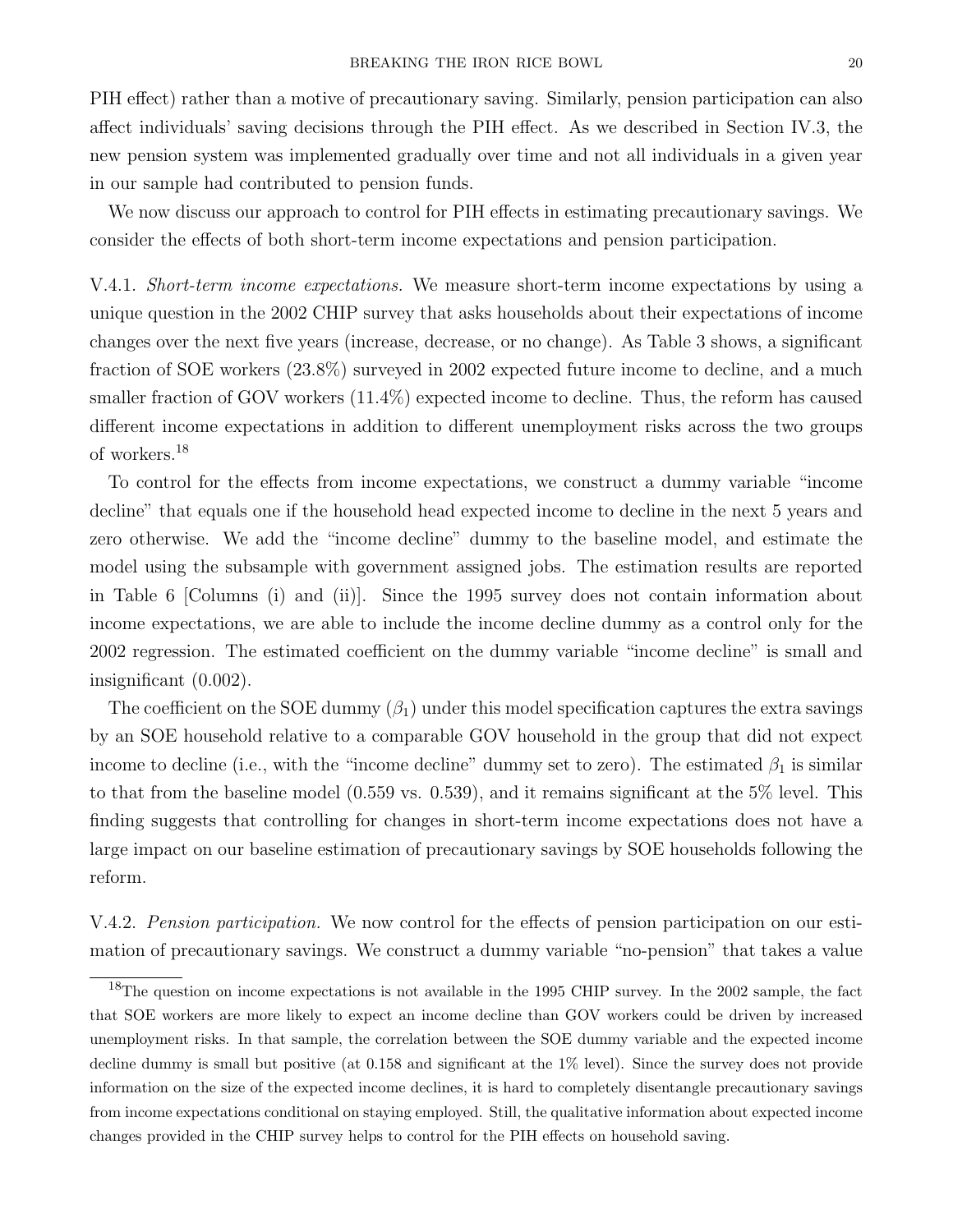PIH effect) rather than a motive of precautionary saving. Similarly, pension participation can also affect individuals' saving decisions through the PIH effect. As we described in Section IV.3, the new pension system was implemented gradually over time and not all individuals in a given year in our sample had contributed to pension funds.

We now discuss our approach to control for PIH effects in estimating precautionary savings. We consider the effects of both short-term income expectations and pension participation.

V.4.1. *Short-term income expectations.* We measure short-term income expectations by using a unique question in the 2002 CHIP survey that asks households about their expectations of income changes over the next five years (increase, decrease, or no change). As Table 3 shows, a significant fraction of SOE workers (23.8%) surveyed in 2002 expected future income to decline, and a much smaller fraction of GOV workers (11.4%) expected income to decline. Thus, the reform has caused different income expectations in addition to different unemployment risks across the two groups of workers.[18]

To control for the effects from income expectations, we construct a dummy variable "income decline" that equals one if the household head expected income to decline in the next 5 years and zero otherwise. We add the "income decline" dummy to the baseline model, and estimate the model using the subsample with government assigned jobs. The estimation results are reported in Table 6 [Columns (i) and (ii)]. Since the 1995 survey does not contain information about income expectations, we are able to include the income decline dummy as a control only for the 2002 regression. The estimated coefficient on the dummy variable "income decline" is small and insignificant (0.002).

The coefficient on the SOE dummy ($\beta_1$) under this model specification captures the extra savings by an SOE household relative to a comparable GOV household in the group that did not expect income to decline (i.e., with the "income decline" dummy set to zero). The estimated $\beta_1$ is similar to that from the baseline model (0.559 vs. 0.539), and it remains significant at the 5% level. This finding suggests that controlling for changes in short-term income expectations does not have a large impact on our baseline estimation of precautionary savings by SOE households following the reform.

V.4.2. *Pension participation.* We now control for the effects of pension participation on our estimation of precautionary savings. We construct a dummy variable "no-pension" that takes a value

[18] The question on income expectations is not available in the 1995 CHIP survey. In the 2002 sample, the fact that SOE workers are more likely to expect an income decline than GOV workers could be driven by increased unemployment risks. In that sample, the correlation between the SOE dummy variable and the expected income decline dummy is small but positive (at 0.158 and significant at the 1% level). Since the survey does not provide information on the size of the expected income declines, it is hard to completely disentangle precautionary savings from income expectations conditional on staying employed. Still, the qualitative information about expected income changes provided in the CHIP survey helps to control for the PIH effects on household saving.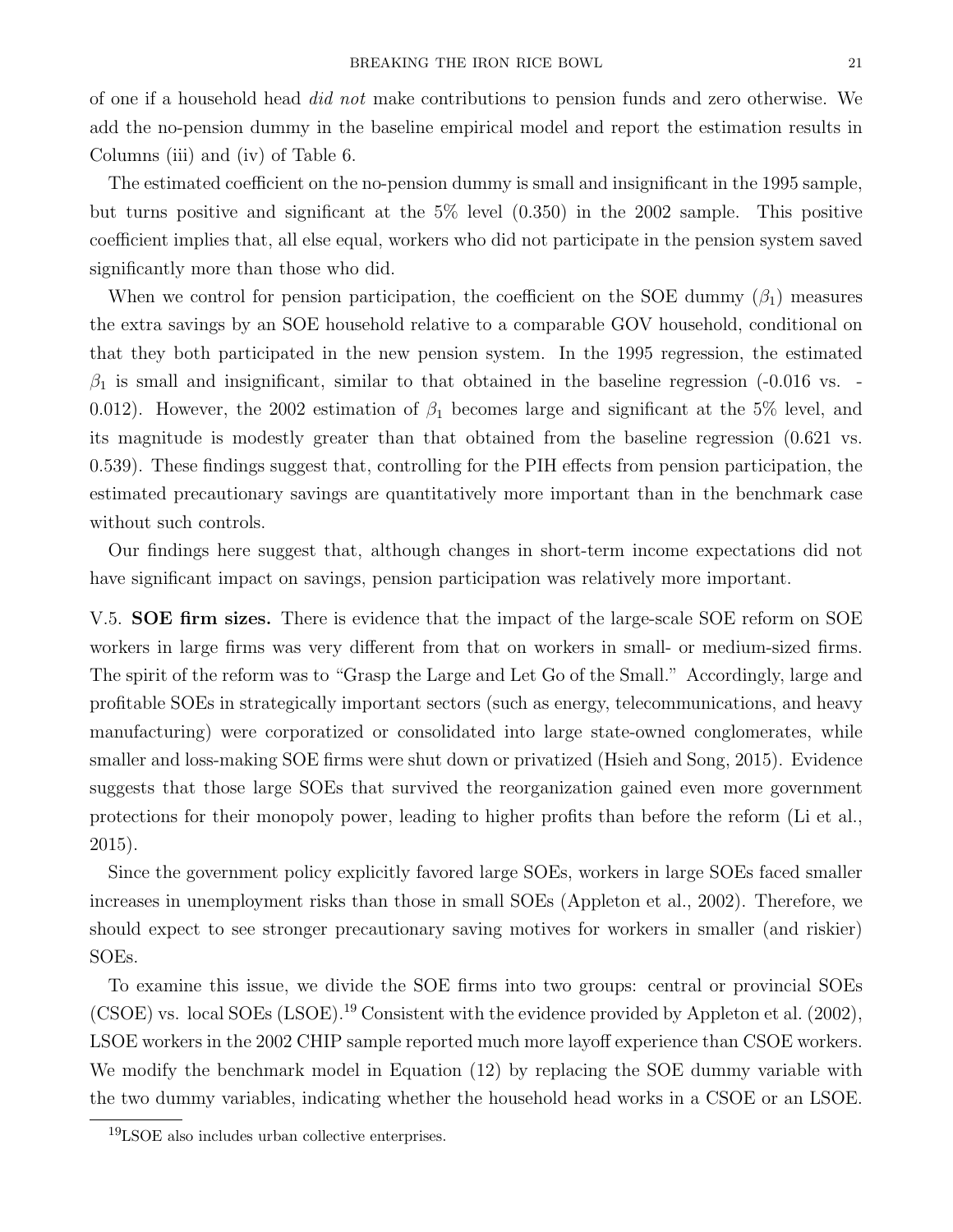of one if a household head *did not* make contributions to pension funds and zero otherwise. We add the no-pension dummy in the baseline empirical model and report the estimation results in Columns (iii) and (iv) of Table 6.

The estimated coefficient on the no-pension dummy is small and insignificant in the 1995 sample, but turns positive and significant at the 5% level (0.350) in the 2002 sample. This positive coefficient implies that, all else equal, workers who did not participate in the pension system saved significantly more than those who did.

When we control for pension participation, the coefficient on the SOE dummy ($\beta_1$) measures the extra savings by an SOE household relative to a comparable GOV household, conditional on that they both participated in the new pension system. In the 1995 regression, the estimated $\beta_1$ is small and insignificant, similar to that obtained in the baseline regression (-0.016 vs. -0.012). However, the 2002 estimation of $\beta_1$ becomes large and significant at the 5% level, and its magnitude is modestly greater than that obtained from the baseline regression (0.621 vs. 0.539). These findings suggest that, controlling for the PIH effects from pension participation, the estimated precautionary savings are quantitatively more important than in the benchmark case without such controls.

Our findings here suggest that, although changes in short-term income expectations did not have significant impact on savings, pension participation was relatively more important.

V.5. **SOE firm sizes.** There is evidence that the impact of the large-scale SOE reform on SOE workers in large firms was very different from that on workers in small- or medium-sized firms. The spirit of the reform was to "Grasp the Large and Let Go of the Small." Accordingly, large and profitable SOEs in strategically important sectors (such as energy, telecommunications, and heavy manufacturing) were corporatized or consolidated into large state-owned conglomerates, while smaller and loss-making SOE firms were shut down or privatized (Hsieh and Song, 2015). Evidence suggests that those large SOEs that survived the reorganization gained even more government protections for their monopoly power, leading to higher profits than before the reform (Li et al., 2015).

Since the government policy explicitly favored large SOEs, workers in large SOEs faced smaller increases in unemployment risks than those in small SOEs (Appleton et al., 2002). Therefore, we should expect to see stronger precautionary saving motives for workers in smaller (and riskier) SOEs.

To examine this issue, we divide the SOE firms into two groups: central or provincial SOEs (CSOE) vs. local SOEs (LSOE).[19] Consistent with the evidence provided by Appleton et al. (2002), LSOE workers in the 2002 CHIP sample reported much more layoff experience than CSOE workers. We modify the benchmark model in Equation (12) by replacing the SOE dummy variable with the two dummy variables, indicating whether the household head works in a CSOE or an LSOE.

[19] LSOE also includes urban collective enterprises.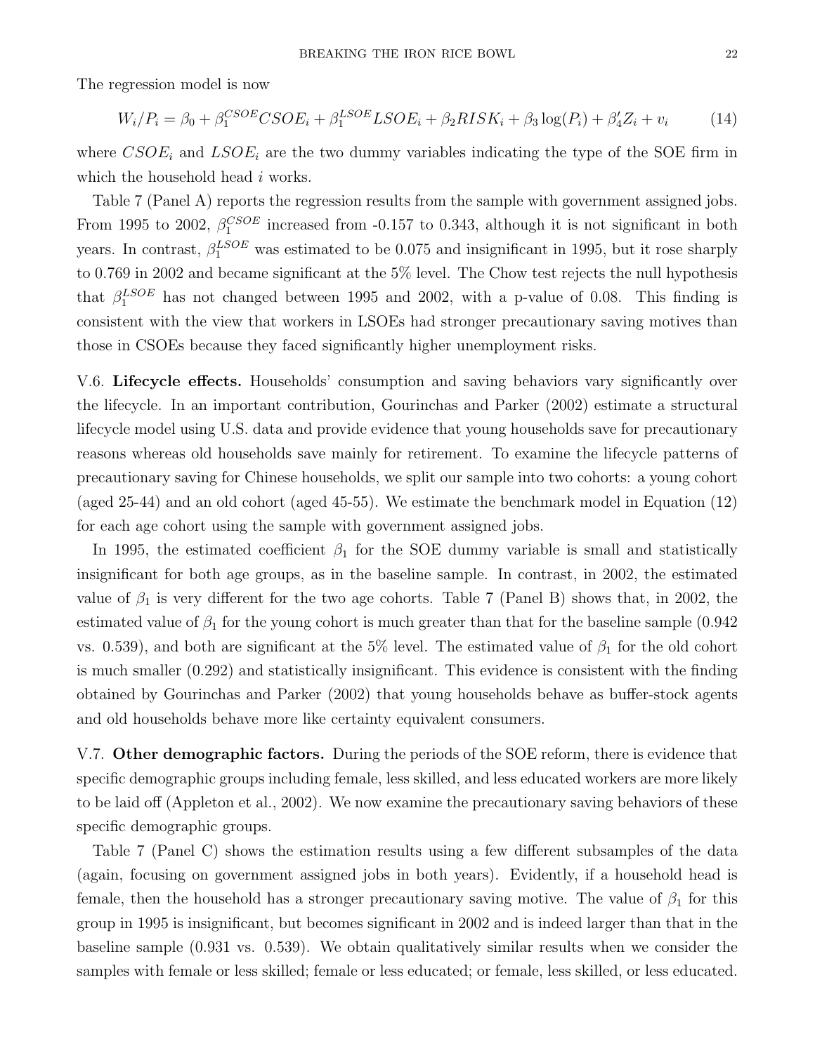The regression model is now

$$W_i/P_i = \beta_0 + \beta_1^{CSOE} CSOE_i + \beta_1^{LSOE} LSOE_i + \beta_2 RISK_i + \beta_3 \log(P_i) + \beta_4' Z_i + v_i \tag{14}$$

where $CSOE_i$ and $LSOE_i$ are the two dummy variables indicating the type of the SOE firm in which the household head $i$ works.

Table 7 (Panel A) reports the regression results from the sample with government assigned jobs. From 1995 to 2002, $\beta_1^{CSOE}$ increased from -0.157 to 0.343, although it is not significant in both years. In contrast, $\beta_1^{LSOE}$ was estimated to be 0.075 and insignificant in 1995, but it rose sharply to 0.769 in 2002 and became significant at the 5% level. The Chow test rejects the null hypothesis that $\beta_1^{LSOE}$ has not changed between 1995 and 2002, with a p-value of 0.08. This finding is consistent with the view that workers in LSOEs had stronger precautionary saving motives than those in CSOEs because they faced significantly higher unemployment risks.

V.6. **Lifecycle effects.** Households' consumption and saving behaviors vary significantly over the lifecycle. In an important contribution, Gourinchas and Parker (2002) estimate a structural lifecycle model using U.S. data and provide evidence that young households save for precautionary reasons whereas old households save mainly for retirement. To examine the lifecycle patterns of precautionary saving for Chinese households, we split our sample into two cohorts: a young cohort (aged 25-44) and an old cohort (aged 45-55). We estimate the benchmark model in Equation (12) for each age cohort using the sample with government assigned jobs.

In 1995, the estimated coefficient $\beta_1$ for the SOE dummy variable is small and statistically insignificant for both age groups, as in the baseline sample. In contrast, in 2002, the estimated value of $\beta_1$ is very different for the two age cohorts. Table 7 (Panel B) shows that, in 2002, the estimated value of $\beta_1$ for the young cohort is much greater than that for the baseline sample (0.942 vs. 0.539), and both are significant at the 5% level. The estimated value of $\beta_1$ for the old cohort is much smaller (0.292) and statistically insignificant. This evidence is consistent with the finding obtained by Gourinchas and Parker (2002) that young households behave as buffer-stock agents and old households behave more like certainty equivalent consumers.

V.7. **Other demographic factors.** During the periods of the SOE reform, there is evidence that specific demographic groups including female, less skilled, and less educated workers are more likely to be laid off (Appleton et al., 2002). We now examine the precautionary saving behaviors of these specific demographic groups.

Table 7 (Panel C) shows the estimation results using a few different subsamples of the data (again, focusing on government assigned jobs in both years). Evidently, if a household head is female, then the household has a stronger precautionary saving motive. The value of $\beta_1$ for this group in 1995 is insignificant, but becomes significant in 2002 and is indeed larger than that in the baseline sample (0.931 vs. 0.539). We obtain qualitatively similar results when we consider the samples with female or less skilled; female or less educated; or female, less skilled, or less educated.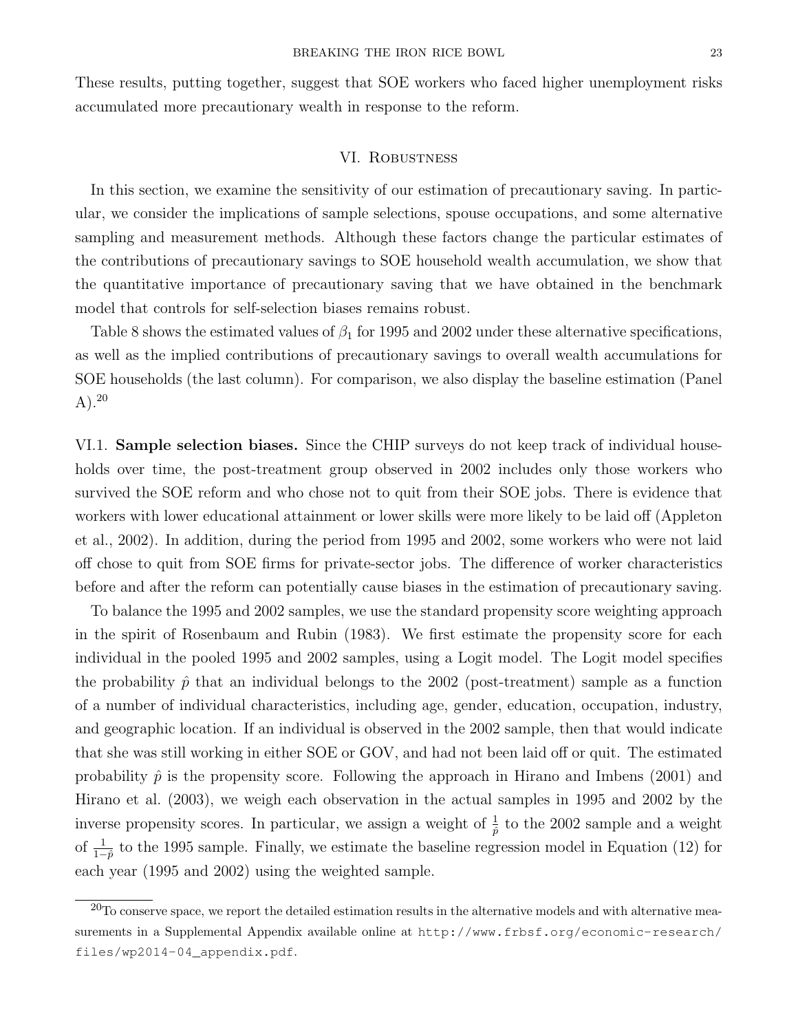These results, putting together, suggest that SOE workers who faced higher unemployment risks accumulated more precautionary wealth in response to the reform.

## VI. Robustness

In this section, we examine the sensitivity of our estimation of precautionary saving. In particular, we consider the implications of sample selections, spouse occupations, and some alternative sampling and measurement methods. Although these factors change the particular estimates of the contributions of precautionary savings to SOE household wealth accumulation, we show that the quantitative importance of precautionary saving that we have obtained in the benchmark model that controls for self-selection biases remains robust.

Table 8 shows the estimated values of $\beta_1$ for 1995 and 2002 under these alternative specifications, as well as the implied contributions of precautionary savings to overall wealth accumulations for SOE households (the last column). For comparison, we also display the baseline estimation (Panel A).[20]

VI.1. **Sample selection biases.** Since the CHIP surveys do not keep track of individual households over time, the post-treatment group observed in 2002 includes only those workers who survived the SOE reform and who chose not to quit from their SOE jobs. There is evidence that workers with lower educational attainment or lower skills were more likely to be laid off (Appleton et al., 2002). In addition, during the period from 1995 and 2002, some workers who were not laid off chose to quit from SOE firms for private-sector jobs. The difference of worker characteristics before and after the reform can potentially cause biases in the estimation of precautionary saving.

To balance the 1995 and 2002 samples, we use the standard propensity score weighting approach in the spirit of Rosenbaum and Rubin (1983). We first estimate the propensity score for each individual in the pooled 1995 and 2002 samples, using a Logit model. The Logit model specifies the probability $\hat{p}$ that an individual belongs to the 2002 (post-treatment) sample as a function of a number of individual characteristics, including age, gender, education, occupation, industry, and geographic location. If an individual is observed in the 2002 sample, then that would indicate that she was still working in either SOE or GOV, and had not been laid off or quit. The estimated probability $\hat{p}$ is the propensity score. Following the approach in Hirano and Imbens (2001) and Hirano et al. (2003), we weigh each observation in the actual samples in 1995 and 2002 by the inverse propensity scores. In particular, we assign a weight of $\frac{1}{\hat{p}}$ to the 2002 sample and a weight of $\frac{1}{1-\hat{p}}$ to the 1995 sample. Finally, we estimate the baseline regression model in Equation (12) for each year (1995 and 2002) using the weighted sample.

[20] To conserve space, we report the detailed estimation results in the alternative models and with alternative measurements in a Supplemental Appendix available online at http://www.frbsf.org/economic-research/files/wp2014-04_appendix.pdf.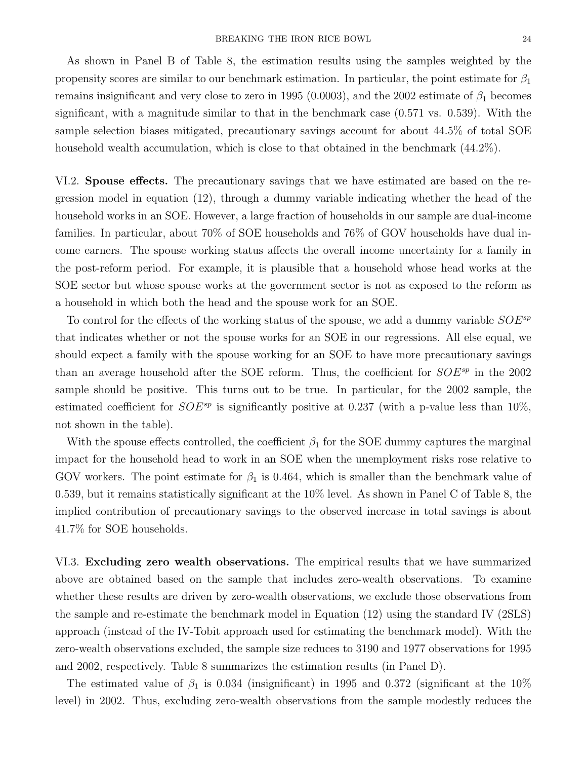As shown in Panel B of Table 8, the estimation results using the samples weighted by the propensity scores are similar to our benchmark estimation. In particular, the point estimate for $\beta_1$ remains insignificant and very close to zero in 1995 (0.0003), and the 2002 estimate of $\beta_1$ becomes significant, with a magnitude similar to that in the benchmark case (0.571 vs. 0.539). With the sample selection biases mitigated, precautionary savings account for about 44.5% of total SOE household wealth accumulation, which is close to that obtained in the benchmark (44.2%).

VI.2. **Spouse effects.** The precautionary savings that we have estimated are based on the regression model in equation (12), through a dummy variable indicating whether the head of the household works in an SOE. However, a large fraction of households in our sample are dual-income families. In particular, about 70% of SOE households and 76% of GOV households have dual income earners. The spouse working status affects the overall income uncertainty for a family in the post-reform period. For example, it is plausible that a household whose head works at the SOE sector but whose spouse works at the government sector is not as exposed to the reform as a household in which both the head and the spouse work for an SOE.

To control for the effects of the working status of the spouse, we add a dummy variable $SOE^{sp}$ that indicates whether or not the spouse works for an SOE in our regressions. All else equal, we should expect a family with the spouse working for an SOE to have more precautionary savings than an average household after the SOE reform. Thus, the coefficient for $SOE^{sp}$ in the 2002 sample should be positive. This turns out to be true. In particular, for the 2002 sample, the estimated coefficient for $SOE^{sp}$ is significantly positive at 0.237 (with a p-value less than 10%, not shown in the table).

With the spouse effects controlled, the coefficient $\beta_1$ for the SOE dummy captures the marginal impact for the household head to work in an SOE when the unemployment risks rose relative to GOV workers. The point estimate for $\beta_1$ is 0.464, which is smaller than the benchmark value of 0.539, but it remains statistically significant at the 10% level. As shown in Panel C of Table 8, the implied contribution of precautionary savings to the observed increase in total savings is about 41.7% for SOE households.

VI.3. **Excluding zero wealth observations.** The empirical results that we have summarized above are obtained based on the sample that includes zero-wealth observations. To examine whether these results are driven by zero-wealth observations, we exclude those observations from the sample and re-estimate the benchmark model in Equation (12) using the standard IV (2SLS) approach (instead of the IV-Tobit approach used for estimating the benchmark model). With the zero-wealth observations excluded, the sample size reduces to 3190 and 1977 observations for 1995 and 2002, respectively. Table 8 summarizes the estimation results (in Panel D).

The estimated value of $\beta_1$ is 0.034 (insignificant) in 1995 and 0.372 (significant at the 10% level) in 2002. Thus, excluding zero-wealth observations from the sample modestly reduces the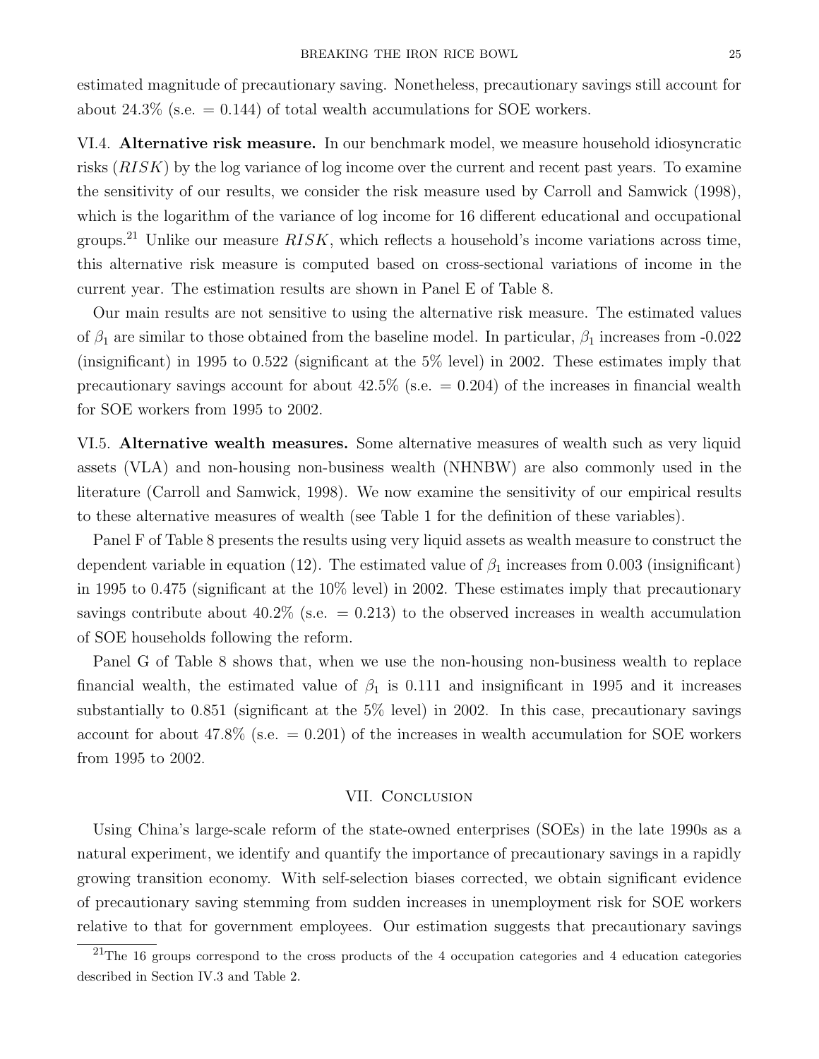estimated magnitude of precautionary saving. Nonetheless, precautionary savings still account for about 24.3% (s.e. = 0.144) of total wealth accumulations for SOE workers.

VI.4. **Alternative risk measure.** In our benchmark model, we measure household idiosyncratic risks ($RISK$) by the log variance of log income over the current and recent past years. To examine the sensitivity of our results, we consider the risk measure used by Carroll and Samwick (1998), which is the logarithm of the variance of log income for 16 different educational and occupational groups.[21] Unlike our measure $RISK$, which reflects a household's income variations across time, this alternative risk measure is computed based on cross-sectional variations of income in the current year. The estimation results are shown in Panel E of Table 8.

Our main results are not sensitive to using the alternative risk measure. The estimated values of $\beta_1$ are similar to those obtained from the baseline model. In particular, $\beta_1$ increases from -0.022 (insignificant) in 1995 to 0.522 (significant at the 5% level) in 2002. These estimates imply that precautionary savings account for about 42.5% (s.e. = 0.204) of the increases in financial wealth for SOE workers from 1995 to 2002.

VI.5. **Alternative wealth measures.** Some alternative measures of wealth such as very liquid assets (VLA) and non-housing non-business wealth (NHNBW) are also commonly used in the literature (Carroll and Samwick, 1998). We now examine the sensitivity of our empirical results to these alternative measures of wealth (see Table 1 for the definition of these variables).

Panel F of Table 8 presents the results using very liquid assets as wealth measure to construct the dependent variable in equation (12). The estimated value of $\beta_1$ increases from 0.003 (insignificant) in 1995 to 0.475 (significant at the 10% level) in 2002. These estimates imply that precautionary savings contribute about 40.2% (s.e. = 0.213) to the observed increases in wealth accumulation of SOE households following the reform.

Panel G of Table 8 shows that, when we use the non-housing non-business wealth to replace financial wealth, the estimated value of $\beta_1$ is 0.111 and insignificant in 1995 and it increases substantially to 0.851 (significant at the 5% level) in 2002. In this case, precautionary savings account for about 47.8% (s.e. = 0.201) of the increases in wealth accumulation for SOE workers from 1995 to 2002.

## VII. Conclusion

Using China's large-scale reform of the state-owned enterprises (SOEs) in the late 1990s as a natural experiment, we identify and quantify the importance of precautionary savings in a rapidly growing transition economy. With self-selection biases corrected, we obtain significant evidence of precautionary saving stemming from sudden increases in unemployment risk for SOE workers relative to that for government employees. Our estimation suggests that precautionary savings

[21] The 16 groups correspond to the cross products of the 4 occupation categories and 4 education categories described in Section IV.3 and Table 2.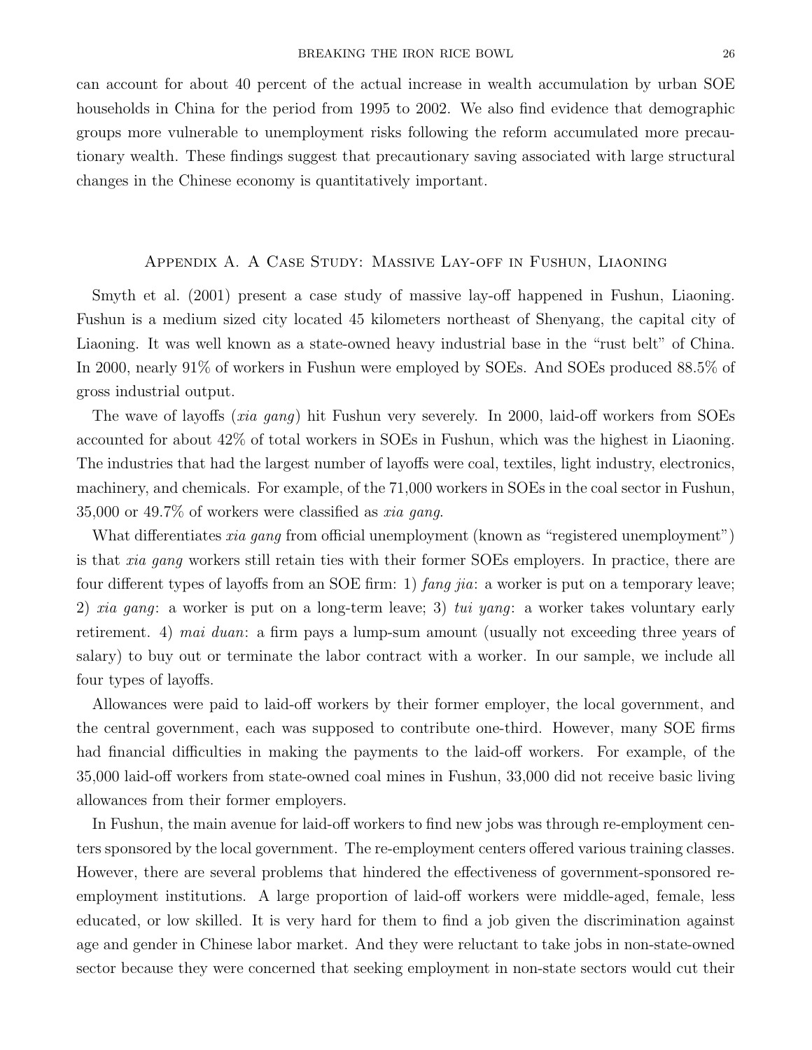can account for about 40 percent of the actual increase in wealth accumulation by urban SOE households in China for the period from 1995 to 2002. We also find evidence that demographic groups more vulnerable to unemployment risks following the reform accumulated more precautionary wealth. These findings suggest that precautionary saving associated with large structural changes in the Chinese economy is quantitatively important.

## Appendix A. A Case Study: Massive Lay-off in Fushun, Liaoning

Smyth et al. (2001) present a case study of massive lay-off happened in Fushun, Liaoning. Fushun is a medium sized city located 45 kilometers northeast of Shenyang, the capital city of Liaoning. It was well known as a state-owned heavy industrial base in the "rust belt" of China. In 2000, nearly 91% of workers in Fushun were employed by SOEs. And SOEs produced 88.5% of gross industrial output.

The wave of layoffs (*xia gang*) hit Fushun very severely. In 2000, laid-off workers from SOEs accounted for about 42% of total workers in SOEs in Fushun, which was the highest in Liaoning. The industries that had the largest number of layoffs were coal, textiles, light industry, electronics, machinery, and chemicals. For example, of the 71,000 workers in SOEs in the coal sector in Fushun, 35,000 or 49.7% of workers were classified as *xia gang*.

What differentiates *xia gang* from official unemployment (known as "registered unemployment") is that *xia gang* workers still retain ties with their former SOEs employers. In practice, there are four different types of layoffs from an SOE firm: 1) *fang jia*: a worker is put on a temporary leave; 2) *xia gang*: a worker is put on a long-term leave; 3) *tui yang*: a worker takes voluntary early retirement. 4) *mai duan*: a firm pays a lump-sum amount (usually not exceeding three years of salary) to buy out or terminate the labor contract with a worker. In our sample, we include all four types of layoffs.

Allowances were paid to laid-off workers by their former employer, the local government, and the central government, each was supposed to contribute one-third. However, many SOE firms had financial difficulties in making the payments to the laid-off workers. For example, of the 35,000 laid-off workers from state-owned coal mines in Fushun, 33,000 did not receive basic living allowances from their former employers.

In Fushun, the main avenue for laid-off workers to find new jobs was through re-employment centers sponsored by the local government. The re-employment centers offered various training classes. However, there are several problems that hindered the effectiveness of government-sponsored re-employment institutions. A large proportion of laid-off workers were middle-aged, female, less educated, or low skilled. It is very hard for them to find a job given the discrimination against age and gender in Chinese labor market. And they were reluctant to take jobs in non-state-owned sector because they were concerned that seeking employment in non-state sectors would cut their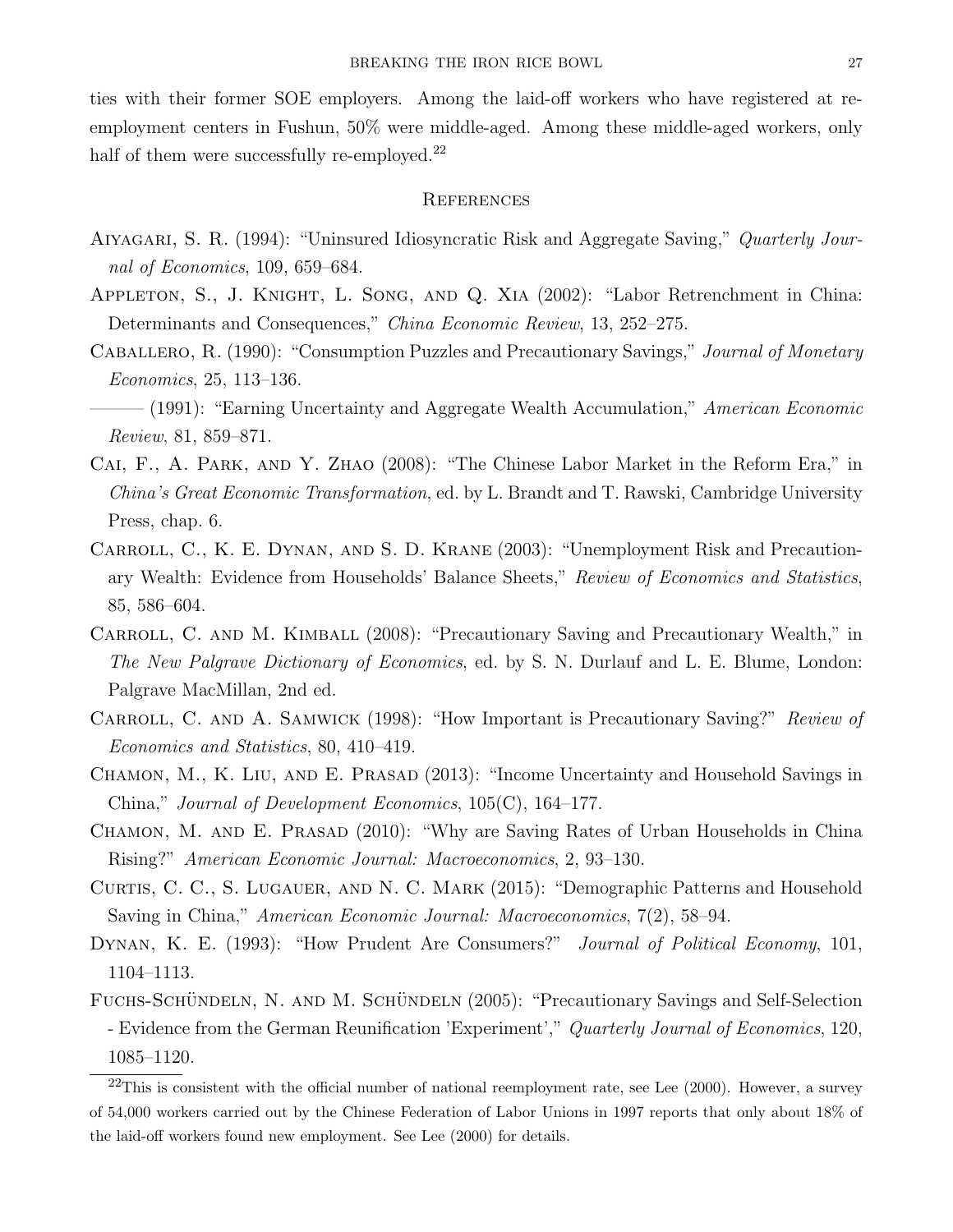ties with their former SOE employers. Among the laid-off workers who have registered at re-employment centers in Fushun, 50% were middle-aged. Among these middle-aged workers, only half of them were successfully re-employed.[22]

## References

Aiyagari, S. R. (1994): "Uninsured Idiosyncratic Risk and Aggregate Saving," *Quarterly Journal of Economics*, 109, 659–684.

Appleton, S., J. Knight, L. Song, and Q. Xia (2002): "Labor Retrenchment in China: Determinants and Consequences," *China Economic Review*, 13, 252–275.

Caballero, R. (1990): "Consumption Puzzles and Precautionary Savings," *Journal of Monetary Economics*, 25, 113–136.

——— (1991): "Earning Uncertainty and Aggregate Wealth Accumulation," *American Economic Review*, 81, 859–871.

Cai, F., A. Park, and Y. Zhao (2008): "The Chinese Labor Market in the Reform Era," in *China's Great Economic Transformation*, ed. by L. Brandt and T. Rawski, Cambridge University Press, chap. 6.

Carroll, C., K. E. Dynan, and S. D. Krane (2003): "Unemployment Risk and Precautionary Wealth: Evidence from Households' Balance Sheets," *Review of Economics and Statistics*, 85, 586–604.

Carroll, C. and M. Kimball (2008): "Precautionary Saving and Precautionary Wealth," in *The New Palgrave Dictionary of Economics*, ed. by S. N. Durlauf and L. E. Blume, London: Palgrave MacMillan, 2nd ed.

Carroll, C. and A. Samwick (1998): "How Important is Precautionary Saving?" *Review of Economics and Statistics*, 80, 410–419.

Chamon, M., K. Liu, and E. Prasad (2013): "Income Uncertainty and Household Savings in China," *Journal of Development Economics*, 105(C), 164–177.

Chamon, M. and E. Prasad (2010): "Why are Saving Rates of Urban Households in China Rising?" *American Economic Journal: Macroeconomics*, 2, 93–130.

Curtis, C. C., S. Lugauer, and N. C. Mark (2015): "Demographic Patterns and Household Saving in China," *American Economic Journal: Macroeconomics*, 7(2), 58–94.

Dynan, K. E. (1993): "How Prudent Are Consumers?" *Journal of Political Economy*, 101, 1104–1113.

Fuchs-Schündeln, N. and M. Schündeln (2005): "Precautionary Savings and Self-Selection - Evidence from the German Reunification 'Experiment'," *Quarterly Journal of Economics*, 120, 1085–1120.

[22] This is consistent with the official number of national reemployment rate, see Lee (2000). However, a survey of 54,000 workers carried out by the Chinese Federation of Labor Unions in 1997 reports that only about 18% of the laid-off workers found new employment. See Lee (2000) for details.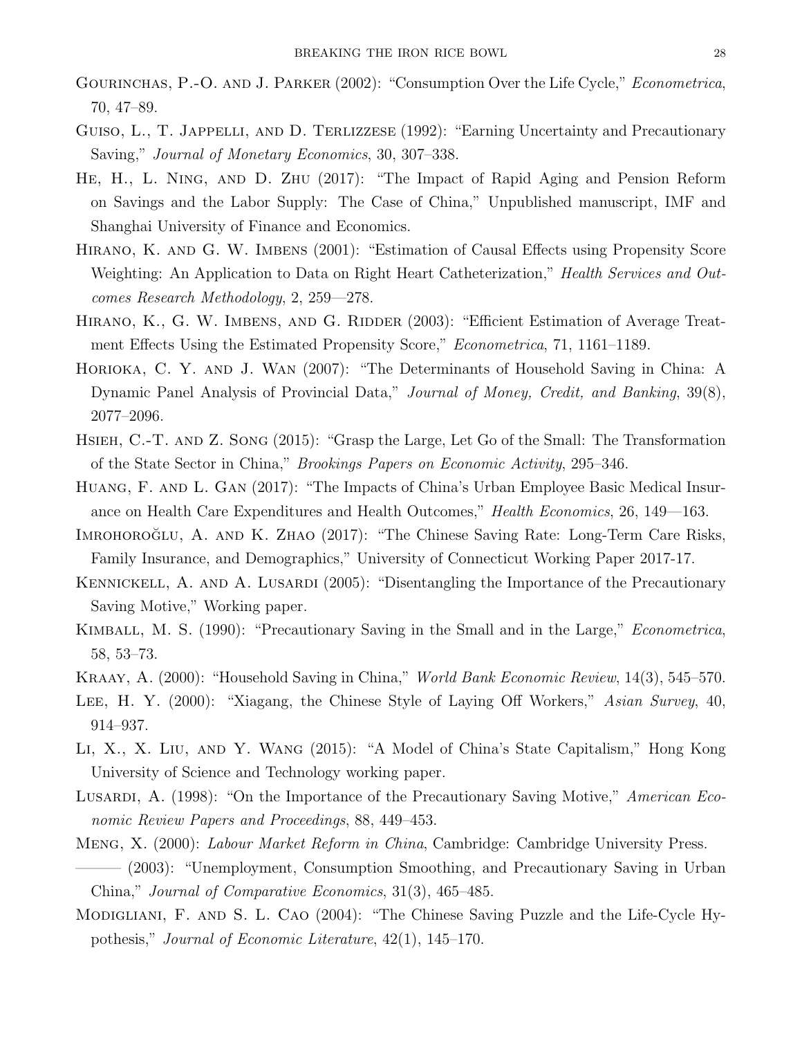Gourinchas, P.-O. and J. Parker (2002): "Consumption Over the Life Cycle," *Econometrica*, 70, 47–89.

Guiso, L., T. Jappelli, and D. Terlizzese (1992): "Earning Uncertainty and Precautionary Saving," *Journal of Monetary Economics*, 30, 307–338.

He, H., L. Ning, and D. Zhu (2017): "The Impact of Rapid Aging and Pension Reform on Savings and the Labor Supply: The Case of China," Unpublished manuscript, IMF and Shanghai University of Finance and Economics.

Hirano, K. and G. W. Imbens (2001): "Estimation of Causal Effects using Propensity Score Weighting: An Application to Data on Right Heart Catheterization," *Health Services and Outcomes Research Methodology*, 2, 259—278.

Hirano, K., G. W. Imbens, and G. Ridder (2003): "Efficient Estimation of Average Treatment Effects Using the Estimated Propensity Score," *Econometrica*, 71, 1161–1189.

Horioka, C. Y. and J. Wan (2007): "The Determinants of Household Saving in China: A Dynamic Panel Analysis of Provincial Data," *Journal of Money, Credit, and Banking*, 39(8), 2077–2096.

Hsieh, C.-T. and Z. Song (2015): "Grasp the Large, Let Go of the Small: The Transformation of the State Sector in China," *Brookings Papers on Economic Activity*, 295–346.

Huang, F. and L. Gan (2017): "The Impacts of China's Urban Employee Basic Medical Insurance on Health Care Expenditures and Health Outcomes," *Health Economics*, 26, 149—163.

İmrohoroğlu, A. and K. Zhao (2017): "The Chinese Saving Rate: Long-Term Care Risks, Family Insurance, and Demographics," University of Connecticut Working Paper 2017-17.

Kennickell, A. and A. Lusardi (2005): "Disentangling the Importance of the Precautionary Saving Motive," Working paper.

Kimball, M. S. (1990): "Precautionary Saving in the Small and in the Large," *Econometrica*, 58, 53–73.

Kraay, A. (2000): "Household Saving in China," *World Bank Economic Review*, 14(3), 545–570.

Lee, H. Y. (2000): "Xiagang, the Chinese Style of Laying Off Workers," *Asian Survey*, 40, 914–937.

Li, X., X. Liu, and Y. Wang (2015): "A Model of China's State Capitalism," Hong Kong University of Science and Technology working paper.

Lusardi, A. (1998): "On the Importance of the Precautionary Saving Motive," *American Economic Review Papers and Proceedings*, 88, 449–453.

Meng, X. (2000): *Labour Market Reform in China*, Cambridge: Cambridge University Press.

——— (2003): "Unemployment, Consumption Smoothing, and Precautionary Saving in Urban China," *Journal of Comparative Economics*, 31(3), 465–485.

Modigliani, F. and S. L. Cao (2004): "The Chinese Saving Puzzle and the Life-Cycle Hypothesis," *Journal of Economic Literature*, 42(1), 145–170.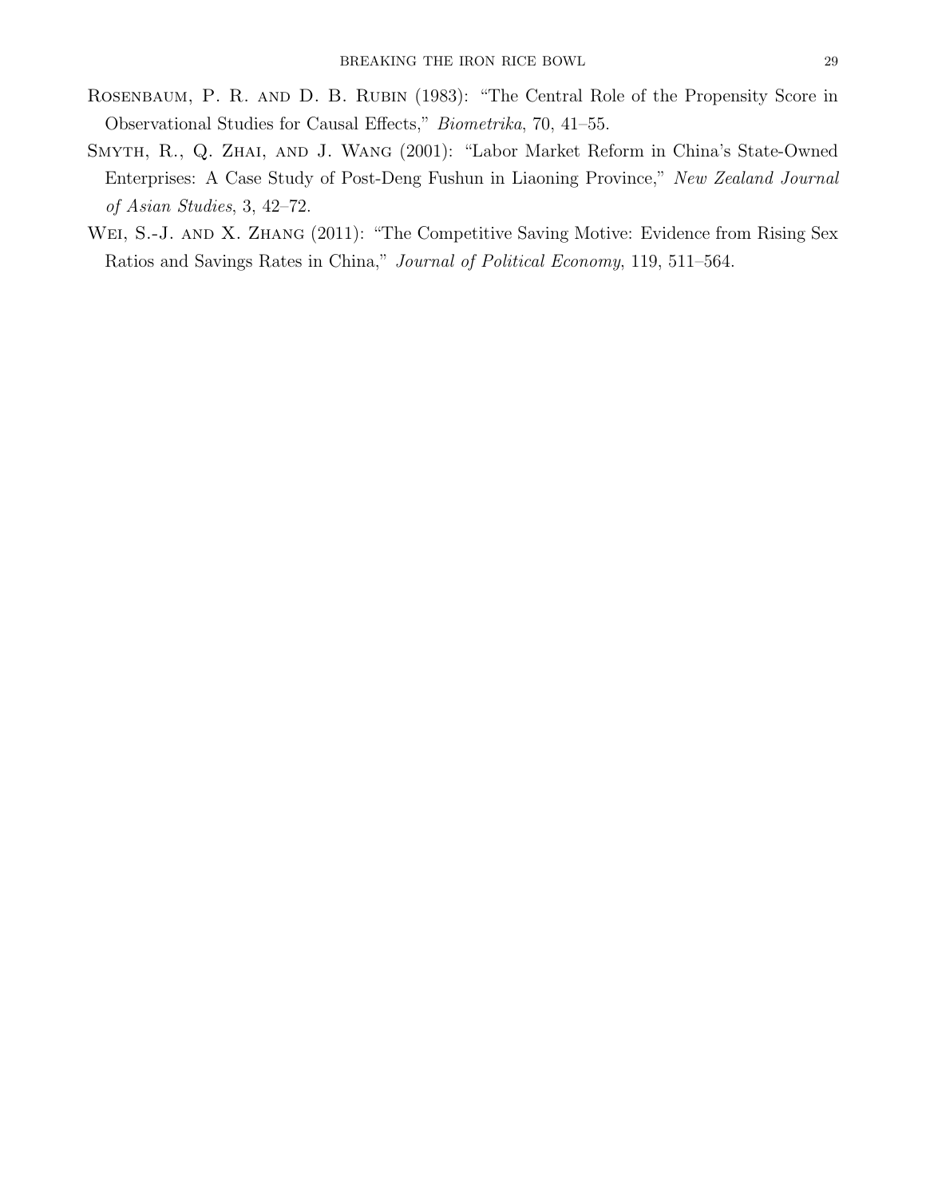Rosenbaum, P. R. and D. B. Rubin (1983): "The Central Role of the Propensity Score in Observational Studies for Causal Effects," *Biometrika*, 70, 41–55.

Smyth, R., Q. Zhai, and J. Wang (2001): "Labor Market Reform in China's State-Owned Enterprises: A Case Study of Post-Deng Fushun in Liaoning Province," *New Zealand Journal of Asian Studies*, 3, 42–72.

Wei, S.-J. and X. Zhang (2011): "The Competitive Saving Motive: Evidence from Rising Sex Ratios and Savings Rates in China," *Journal of Political Economy*, 119, 511–564.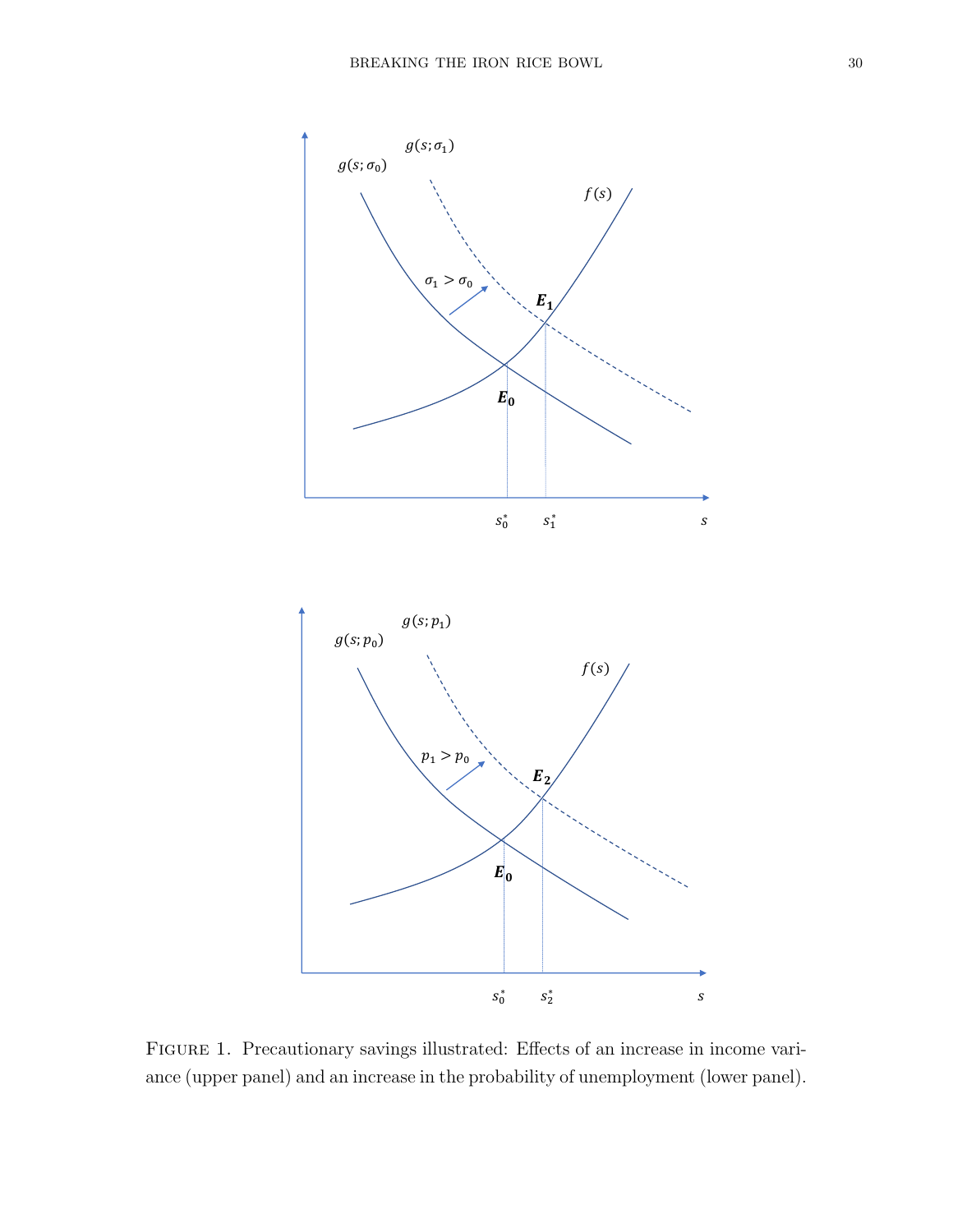Figure 1. Precautionary savings illustrated: Effects of an increase in income variance (upper panel) and an increase in the probability of unemployment (lower panel).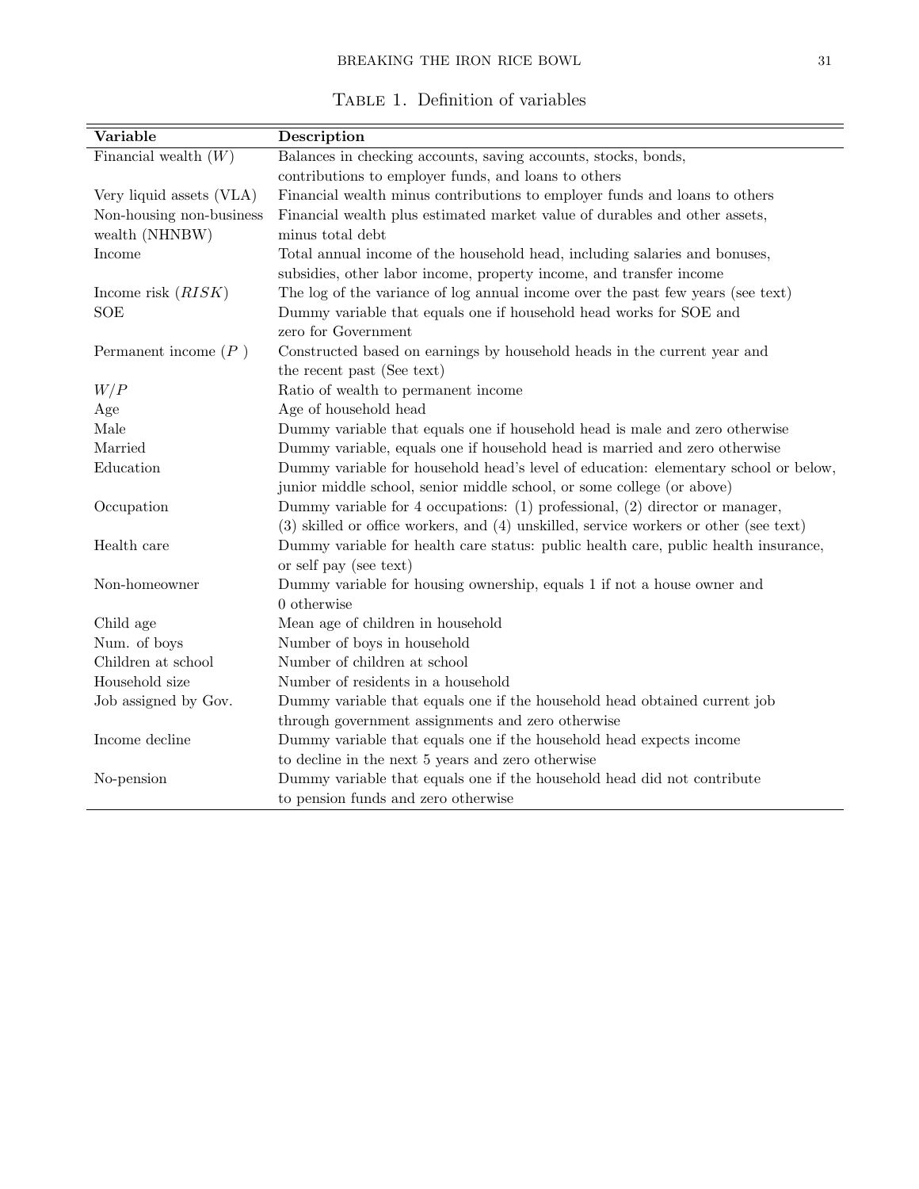Table 1. Definition of variables

| Variable | Description |
|---|---|
| Financial wealth ($W$) | Balances in checking accounts, saving accounts, stocks, bonds, contributions to employer funds, and loans to others |
| Very liquid assets (VLA) | Financial wealth minus contributions to employer funds and loans to others |
| Non-housing non-business wealth (NHNBW) | Financial wealth plus estimated market value of durables and other assets, minus total debt |
| Income | Total annual income of the household head, including salaries and bonuses, subsidies, other labor income, property income, and transfer income |
| Income risk ($RISK$) | The log of the variance of log annual income over the past few years (see text) |
| SOE | Dummy variable that equals one if household head works for SOE and zero for Government |
| Permanent income ($P$ ) | Constructed based on earnings by household heads in the current year and the recent past (See text) |
| $W/P$ | Ratio of wealth to permanent income |
| Age | Age of household head |
| Male | Dummy variable that equals one if household head is male and zero otherwise |
| Married | Dummy variable, equals one if household head is married and zero otherwise |
| Education | Dummy variable for household head's level of education: elementary school or below, junior middle school, senior middle school, or some college (or above) |
| Occupation | Dummy variable for 4 occupations: (1) professional, (2) director or manager, (3) skilled or office workers, and (4) unskilled, service workers or other (see text) |
| Health care | Dummy variable for health care status: public health care, public health insurance, or self pay (see text) |
| Non-homeowner | Dummy variable for housing ownership, equals 1 if not a house owner and 0 otherwise |
| Child age | Mean age of children in household |
| Num. of boys | Number of boys in household |
| Children at school | Number of children at school |
| Household size | Number of residents in a household |
| Job assigned by Gov. | Dummy variable that equals one if the household head obtained current job through government assignments and zero otherwise |
| Income decline | Dummy variable that equals one if the household head expects income to decline in the next 5 years and zero otherwise |
| No-pension | Dummy variable that equals one if the household head did not contribute to pension funds and zero otherwise |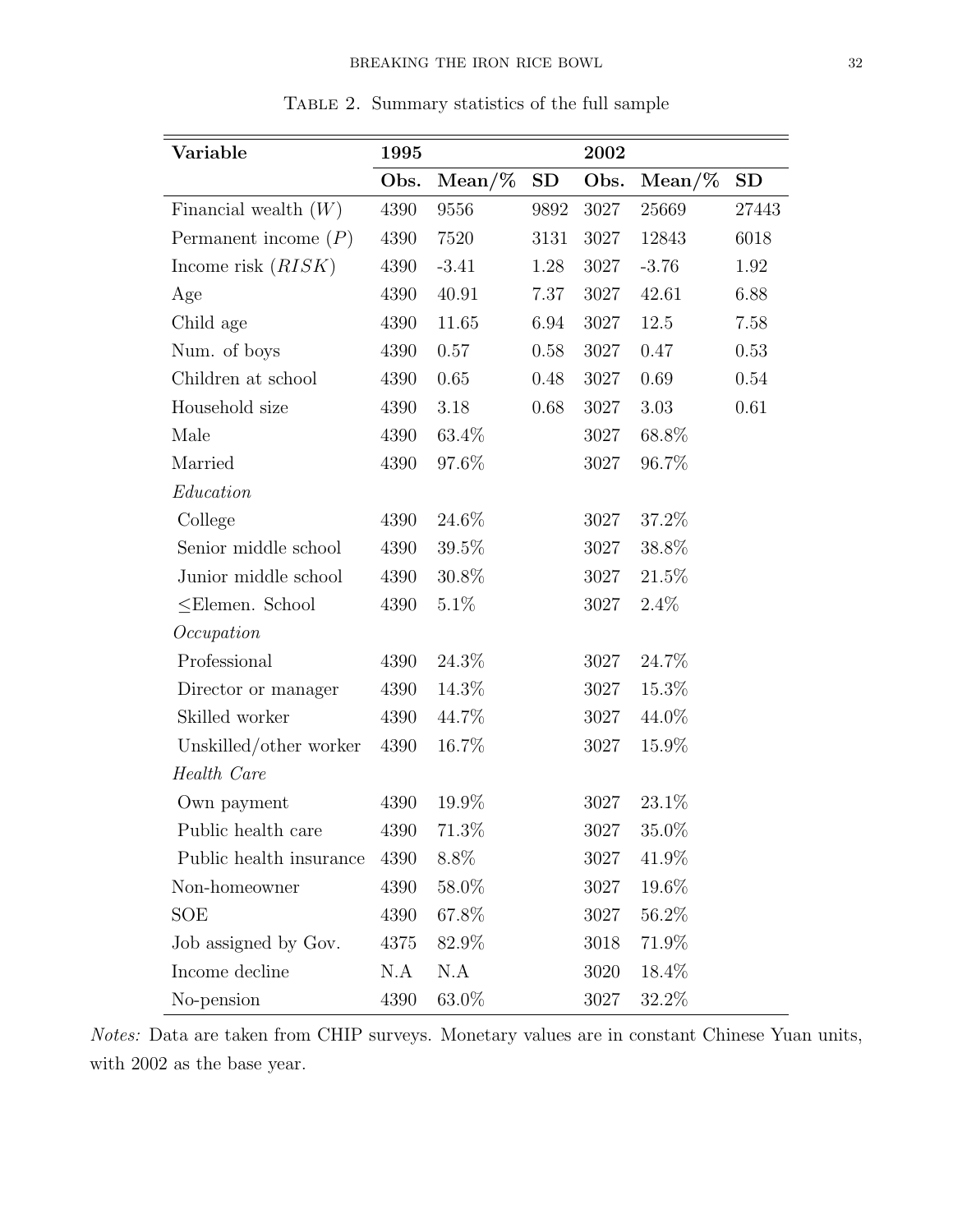TABLE 2. Summary statistics of the full sample

| Variable | 1995 | | | 2002 | | |
|---|---|---|---|---|---|---|
| | Obs. | Mean/% | SD | Obs. | Mean/% | SD |
| Financial wealth ($W$) | 4390 | 9556 | 9892 | 3027 | 25669 | 27443 |
| Permanent income ($P$) | 4390 | 7520 | 3131 | 3027 | 12843 | 6018 |
| Income risk ($RISK$) | 4390 | -3.41 | 1.28 | 3027 | -3.76 | 1.92 |
| Age | 4390 | 40.91 | 7.37 | 3027 | 42.61 | 6.88 |
| Child age | 4390 | 11.65 | 6.94 | 3027 | 12.5 | 7.58 |
| Num. of boys | 4390 | 0.57 | 0.58 | 3027 | 0.47 | 0.53 |
| Children at school | 4390 | 0.65 | 0.48 | 3027 | 0.69 | 0.54 |
| Household size | 4390 | 3.18 | 0.68 | 3027 | 3.03 | 0.61 |
| Male | 4390 | 63.4% | | 3027 | 68.8% | |
| Married | 4390 | 97.6% | | 3027 | 96.7% | |
| *Education* | | | | | | |
| College | 4390 | 24.6% | | 3027 | 37.2% | |
| Senior middle school | 4390 | 39.5% | | 3027 | 38.8% | |
| Junior middle school | 4390 | 30.8% | | 3027 | 21.5% | |
| ≤Elemen. School | 4390 | 5.1% | | 3027 | 2.4% | |
| *Occupation* | | | | | | |
| Professional | 4390 | 24.3% | | 3027 | 24.7% | |
| Director or manager | 4390 | 14.3% | | 3027 | 15.3% | |
| Skilled worker | 4390 | 44.7% | | 3027 | 44.0% | |
| Unskilled/other worker | 4390 | 16.7% | | 3027 | 15.9% | |
| *Health Care* | | | | | | |
| Own payment | 4390 | 19.9% | | 3027 | 23.1% | |
| Public health care | 4390 | 71.3% | | 3027 | 35.0% | |
| Public health insurance | 4390 | 8.8% | | 3027 | 41.9% | |
| Non-homeowner | 4390 | 58.0% | | 3027 | 19.6% | |
| SOE | 4390 | 67.8% | | 3027 | 56.2% | |
| Job assigned by Gov. | 4375 | 82.9% | | 3018 | 71.9% | |
| Income decline | N.A | N.A | | 3020 | 18.4% | |
| No-pension | 4390 | 63.0% | | 3027 | 32.2% | |

*Notes:* Data are taken from CHIP surveys. Monetary values are in constant Chinese Yuan units, with 2002 as the base year.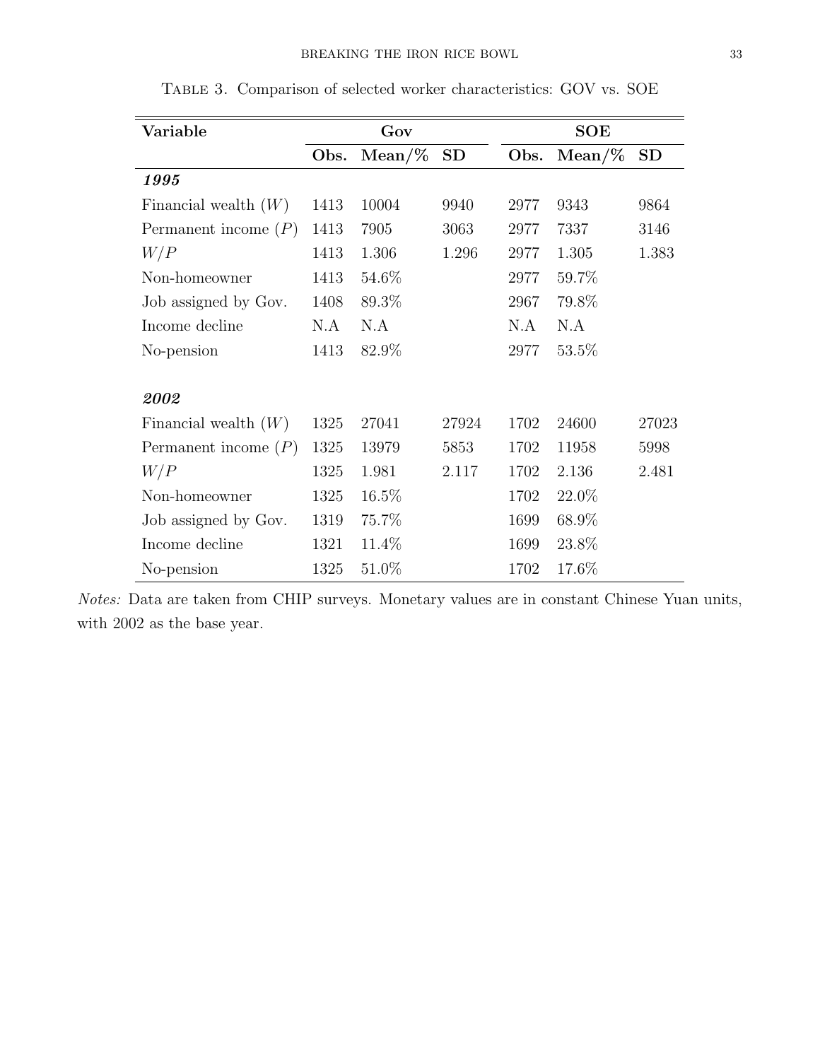TABLE 3. Comparison of selected worker characteristics: GOV vs. SOE

| Variable | Gov | | | SOE | | |
|---|---|---|---|---|---|---|
| | **Obs.** | **Mean/%** | **SD** | **Obs.** | **Mean/%** | **SD** |
| ***1995*** | | | | | | |
| Financial wealth ($W$) | 1413 | 10004 | 9940 | 2977 | 9343 | 9864 |
| Permanent income ($P$) | 1413 | 7905 | 3063 | 2977 | 7337 | 3146 |
| $W/P$ | 1413 | 1.306 | 1.296 | 2977 | 1.305 | 1.383 |
| Non-homeowner | 1413 | 54.6% | | 2977 | 59.7% | |
| Job assigned by Gov. | 1408 | 89.3% | | 2967 | 79.8% | |
| Income decline | N.A | N.A | | N.A | N.A | |
| No-pension | 1413 | 82.9% | | 2977 | 53.5% | |
| ***2002*** | | | | | | |
| Financial wealth ($W$) | 1325 | 27041 | 27924 | 1702 | 24600 | 27023 |
| Permanent income ($P$) | 1325 | 13979 | 5853 | 1702 | 11958 | 5998 |
| $W/P$ | 1325 | 1.981 | 2.117 | 1702 | 2.136 | 2.481 |
| Non-homeowner | 1325 | 16.5% | | 1702 | 22.0% | |
| Job assigned by Gov. | 1319 | 75.7% | | 1699 | 68.9% | |
| Income decline | 1321 | 11.4% | | 1699 | 23.8% | |
| No-pension | 1325 | 51.0% | | 1702 | 17.6% | |

*Notes:* Data are taken from CHIP surveys. Monetary values are in constant Chinese Yuan units, with 2002 as the base year.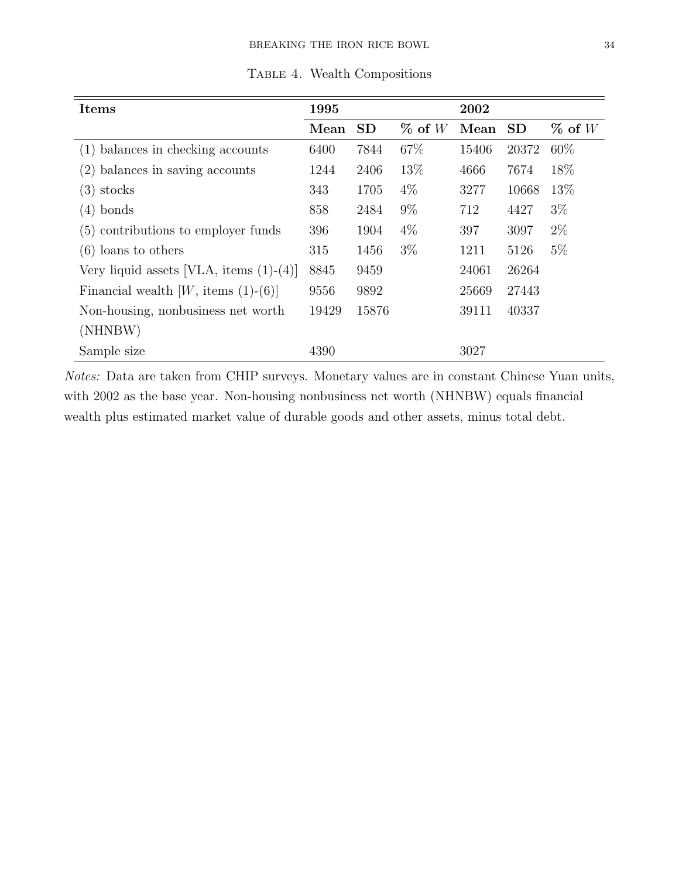Table 4. Wealth Compositions

| Items | 1995 | | | 2002 | | |
|---|---|---|---|---|---|---|
| | **Mean** | **SD** | **% of $W$** | **Mean** | **SD** | **% of $W$** |
| (1) balances in checking accounts | 6400 | 7844 | 67% | 15406 | 20372 | 60% |
| (2) balances in saving accounts | 1244 | 2406 | 13% | 4666 | 7674 | 18% |
| (3) stocks | 343 | 1705 | 4% | 3277 | 10668 | 13% |
| (4) bonds | 858 | 2484 | 9% | 712 | 4427 | 3% |
| (5) contributions to employer funds | 396 | 1904 | 4% | 397 | 3097 | 2% |
| (6) loans to others | 315 | 1456 | 3% | 1211 | 5126 | 5% |
| Very liquid assets [VLA, items (1)-(4)] | 8845 | 9459 | | 24061 | 26264 | |
| Financial wealth [$W$, items (1)-(6)] | 9556 | 9892 | | 25669 | 27443 | |
| Non-housing, nonbusiness net worth (NHNBW) | 19429 | 15876 | | 39111 | 40337 | |
| Sample size | 4390 | | | 3027 | | |

*Notes:* Data are taken from CHIP surveys. Monetary values are in constant Chinese Yuan units, with 2002 as the base year. Non-housing nonbusiness net worth (NHNBW) equals financial wealth plus estimated market value of durable goods and other assets, minus total debt.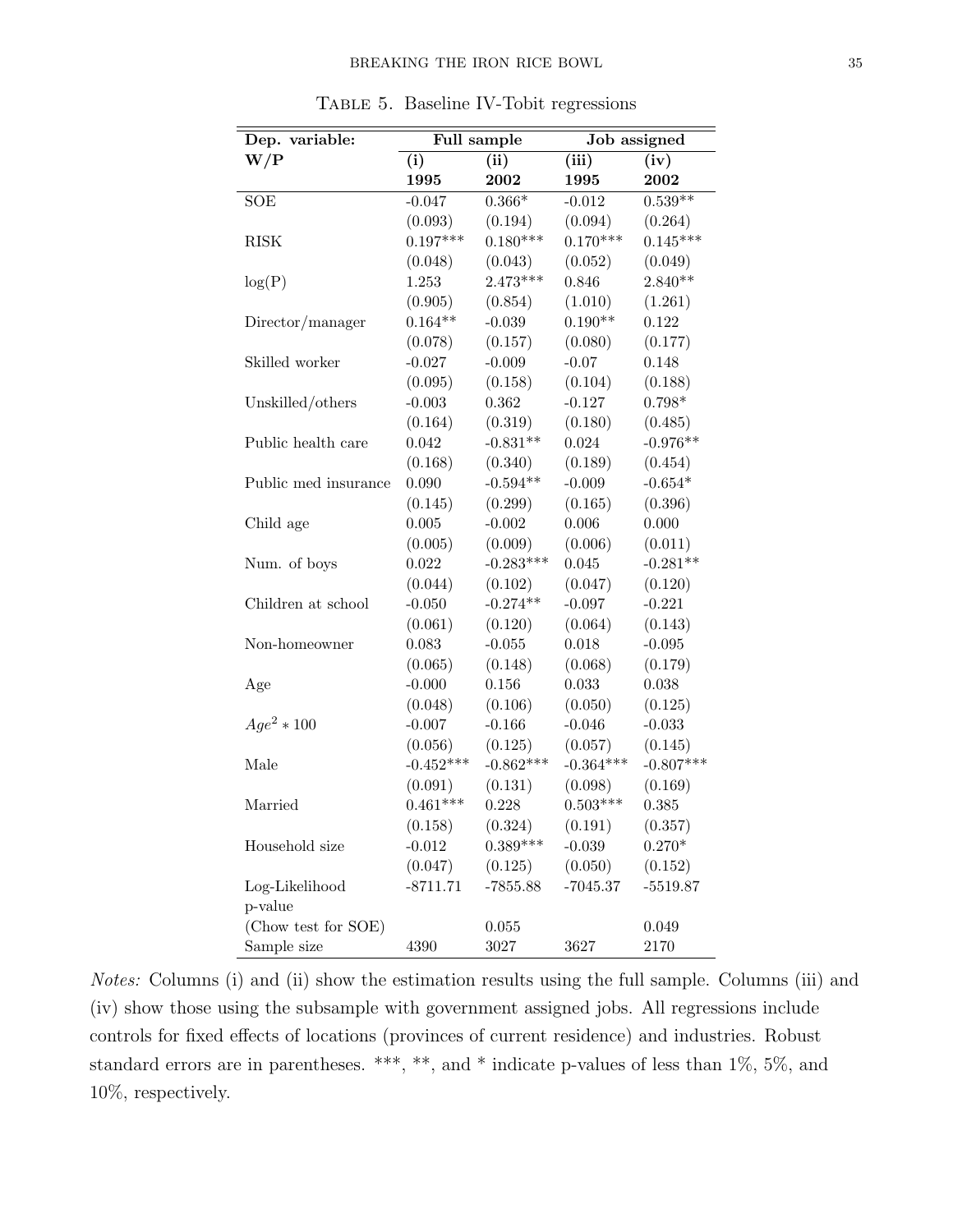Table 5. Baseline IV-Tobit regressions

| Dep. variable: | Full sample | | Job assigned | |
|---|---|---|---|---|
| **W/P** | **(i)** | **(ii)** | **(iii)** | **(iv)** |
| | **1995** | **2002** | **1995** | **2002** |
| SOE | -0.047 | 0.366* | -0.012 | 0.539** |
| | (0.093) | (0.194) | (0.094) | (0.264) |
| RISK | 0.197*** | 0.180*** | 0.170*** | 0.145*** |
| | (0.048) | (0.043) | (0.052) | (0.049) |
| log(P) | 1.253 | 2.473*** | 0.846 | 2.840** |
| | (0.905) | (0.854) | (1.010) | (1.261) |
| Director/manager | 0.164** | -0.039 | 0.190** | 0.122 |
| | (0.078) | (0.157) | (0.080) | (0.177) |
| Skilled worker | -0.027 | -0.009 | -0.07 | 0.148 |
| | (0.095) | (0.158) | (0.104) | (0.188) |
| Unskilled/others | -0.003 | 0.362 | -0.127 | 0.798* |
| | (0.164) | (0.319) | (0.180) | (0.485) |
| Public health care | 0.042 | -0.831** | 0.024 | -0.976** |
| | (0.168) | (0.340) | (0.189) | (0.454) |
| Public med insurance | 0.090 | -0.594** | -0.009 | -0.654* |
| | (0.145) | (0.299) | (0.165) | (0.396) |
| Child age | 0.005 | -0.002 | 0.006 | 0.000 |
| | (0.005) | (0.009) | (0.006) | (0.011) |
| Num. of boys | 0.022 | -0.283*** | 0.045 | -0.281** |
| | (0.044) | (0.102) | (0.047) | (0.120) |
| Children at school | -0.050 | -0.274** | -0.097 | -0.221 |
| | (0.061) | (0.120) | (0.064) | (0.143) |
| Non-homeowner | 0.083 | -0.055 | 0.018 | -0.095 |
| | (0.065) | (0.148) | (0.068) | (0.179) |
| Age | -0.000 | 0.156 | 0.033 | 0.038 |
| | (0.048) | (0.106) | (0.050) | (0.125) |
| $Age^2 * 100$ | -0.007 | -0.166 | -0.046 | -0.033 |
| | (0.056) | (0.125) | (0.057) | (0.145) |
| Male | -0.452*** | -0.862*** | -0.364*** | -0.807*** |
| | (0.091) | (0.131) | (0.098) | (0.169) |
| Married | 0.461*** | 0.228 | 0.503*** | 0.385 |
| | (0.158) | (0.324) | (0.191) | (0.357) |
| Household size | -0.012 | 0.389*** | -0.039 | 0.270* |
| | (0.047) | (0.125) | (0.050) | (0.152) |
| Log-Likelihood | -8711.71 | -7855.88 | -7045.37 | -5519.87 |
| p-value | | | | |
| (Chow test for SOE) | | 0.055 | | 0.049 |
| Sample size | 4390 | 3027 | 3627 | 2170 |

*Notes:* Columns (i) and (ii) show the estimation results using the full sample. Columns (iii) and (iv) show those using the subsample with government assigned jobs. All regressions include controls for fixed effects of locations (provinces of current residence) and industries. Robust standard errors are in parentheses. ***, **, and * indicate p-values of less than 1%, 5%, and 10%, respectively.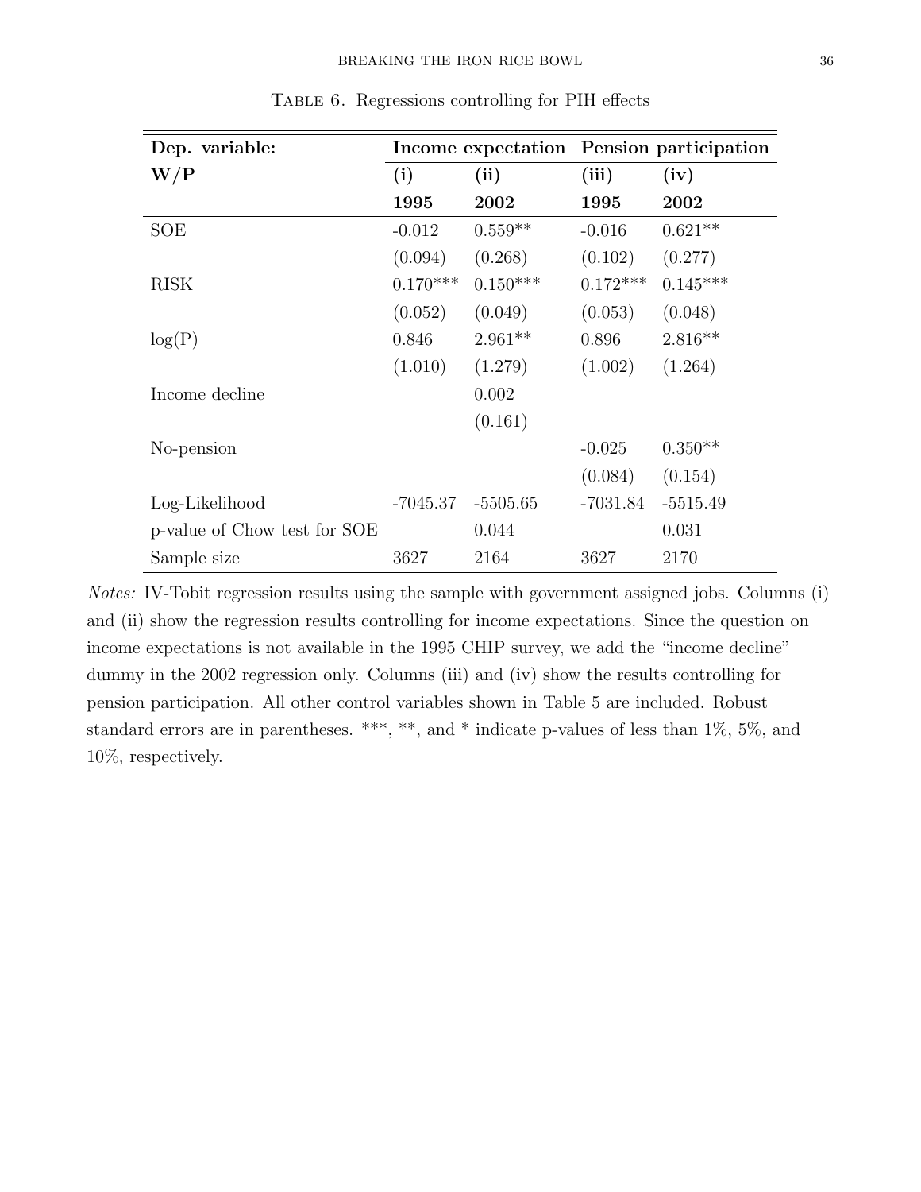Table 6. Regressions controlling for PIH effects

| **Dep. variable:** | **Income expectation** | | **Pension participation** | |
|---|---|---|---|---|
| **W/P** | **(i)** | **(ii)** | **(iii)** | **(iv)** |
| | **1995** | **2002** | **1995** | **2002** |
| SOE | -0.012 | 0.559** | -0.016 | 0.621** |
| | (0.094) | (0.268) | (0.102) | (0.277) |
| RISK | 0.170*** | 0.150*** | 0.172*** | 0.145*** |
| | (0.052) | (0.049) | (0.053) | (0.048) |
| log(P) | 0.846 | 2.961** | 0.896 | 2.816** |
| | (1.010) | (1.279) | (1.002) | (1.264) |
| Income decline | | 0.002 | | |
| | | (0.161) | | |
| No-pension | | | -0.025 | 0.350** |
| | | | (0.084) | (0.154) |
| Log-Likelihood | -7045.37 | -5505.65 | -7031.84 | -5515.49 |
| p-value of Chow test for SOE | | 0.044 | | 0.031 |
| Sample size | 3627 | 2164 | 3627 | 2170 |

*Notes:* IV-Tobit regression results using the sample with government assigned jobs. Columns (i) and (ii) show the regression results controlling for income expectations. Since the question on income expectations is not available in the 1995 CHIP survey, we add the "income decline" dummy in the 2002 regression only. Columns (iii) and (iv) show the results controlling for pension participation. All other control variables shown in Table 5 are included. Robust standard errors are in parentheses. ***, **, and * indicate p-values of less than 1%, 5%, and 10%, respectively.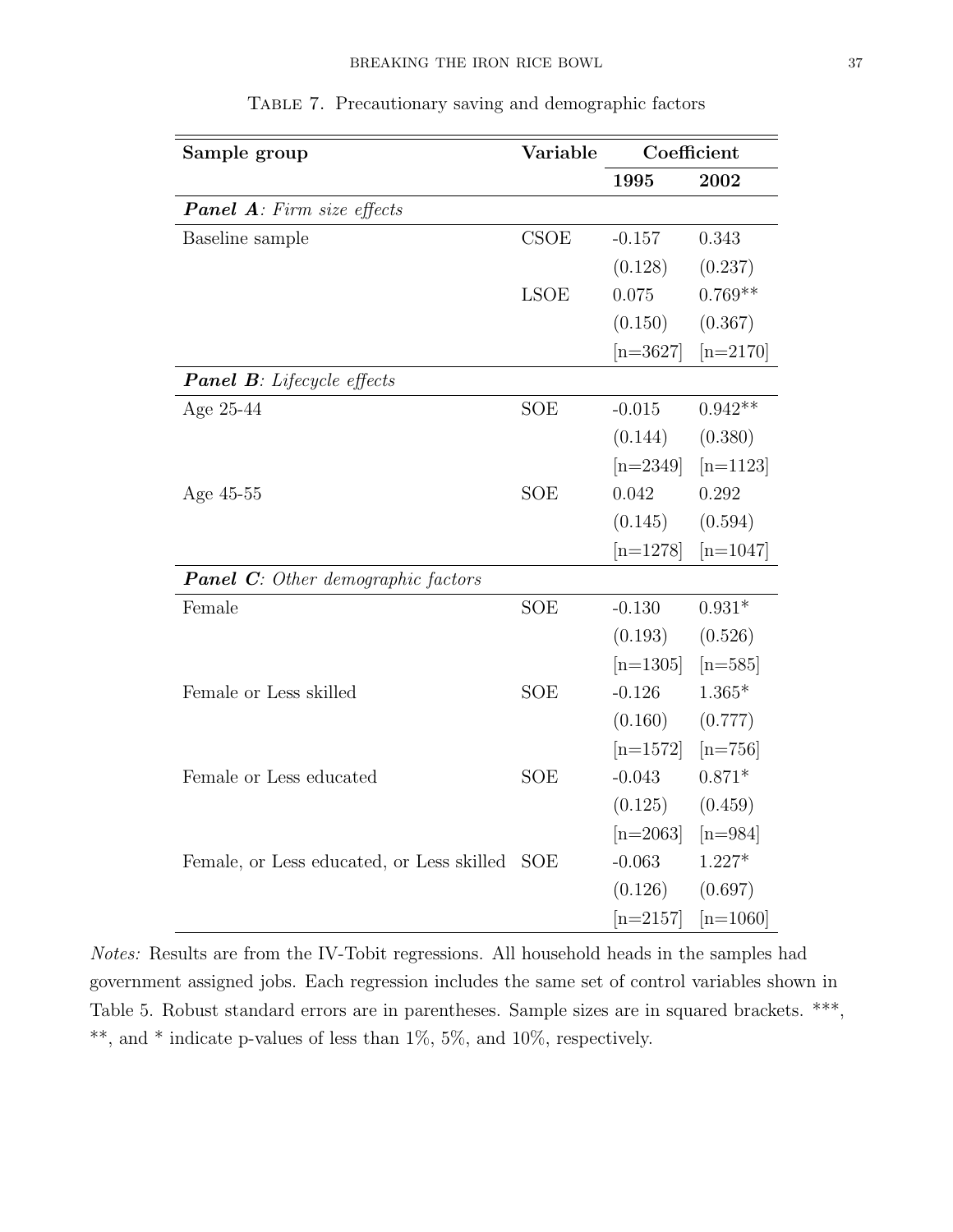Table 7. Precautionary saving and demographic factors

| **Sample group** | **Variable** | **Coefficient** | |
|---|---|---|---|
| | | **1995** | **2002** |
| ***Panel A**: Firm size effects* | | | |
| Baseline sample | CSOE | -0.157 | 0.343 |
| | | (0.128) | (0.237) |
| | LSOE | 0.075 | 0.769** |
| | | (0.150) | (0.367) |
| | | [n=3627] | [n=2170] |
| ***Panel B**: Lifecycle effects* | | | |
| Age 25-44 | SOE | -0.015 | 0.942** |
| | | (0.144) | (0.380) |
| | | [n=2349] | [n=1123] |
| Age 45-55 | SOE | 0.042 | 0.292 |
| | | (0.145) | (0.594) |
| | | [n=1278] | [n=1047] |
| ***Panel C**: Other demographic factors* | | | |
| Female | SOE | -0.130 | 0.931* |
| | | (0.193) | (0.526) |
| | | [n=1305] | [n=585] |
| Female or Less skilled | SOE | -0.126 | 1.365* |
| | | (0.160) | (0.777) |
| | | [n=1572] | [n=756] |
| Female or Less educated | SOE | -0.043 | 0.871* |
| | | (0.125) | (0.459) |
| | | [n=2063] | [n=984] |
| Female, or Less educated, or Less skilled | SOE | -0.063 | 1.227* |
| | | (0.126) | (0.697) |
| | | [n=2157] | [n=1060] |

*Notes:* Results are from the IV-Tobit regressions. All household heads in the samples had government assigned jobs. Each regression includes the same set of control variables shown in Table 5. Robust standard errors are in parentheses. Sample sizes are in squared brackets. ***, **, and * indicate p-values of less than 1%, 5%, and 10%, respectively.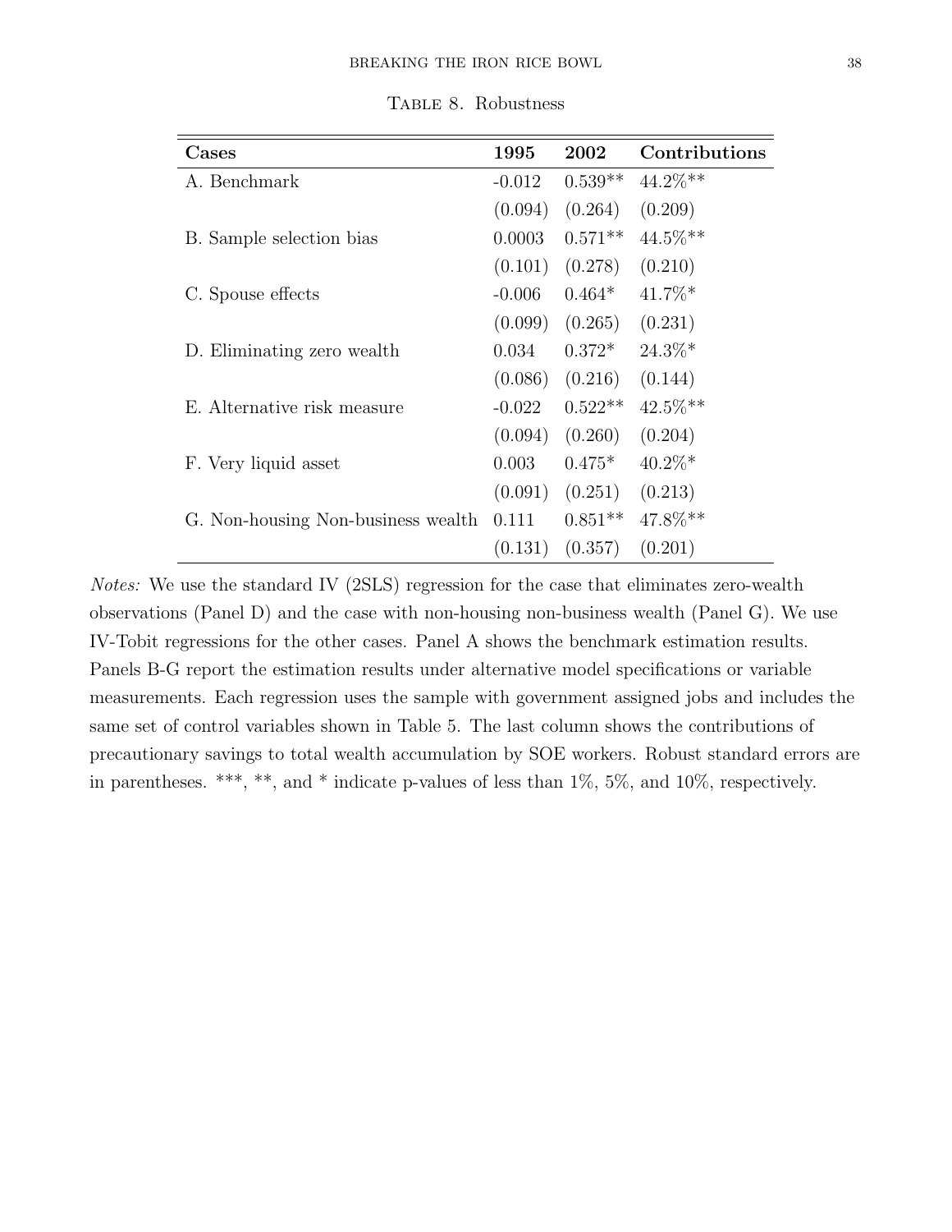Table 8. Robustness

| Cases | 1995 | 2002 | Contributions |
|---|---|---|---|
| A. Benchmark | -0.012 | 0.539** | 44.2%** |
| | (0.094) | (0.264) | (0.209) |
| B. Sample selection bias | 0.0003 | 0.571** | 44.5%** |
| | (0.101) | (0.278) | (0.210) |
| C. Spouse effects | -0.006 | 0.464* | 41.7%* |
| | (0.099) | (0.265) | (0.231) |
| D. Eliminating zero wealth | 0.034 | 0.372* | 24.3%* |
| | (0.086) | (0.216) | (0.144) |
| E. Alternative risk measure | -0.022 | 0.522** | 42.5%** |
| | (0.094) | (0.260) | (0.204) |
| F. Very liquid asset | 0.003 | 0.475* | 40.2%* |
| | (0.091) | (0.251) | (0.213) |
| G. Non-housing Non-business wealth | 0.111 | 0.851** | 47.8%** |
| | (0.131) | (0.357) | (0.201) |

*Notes:* We use the standard IV (2SLS) regression for the case that eliminates zero-wealth observations (Panel D) and the case with non-housing non-business wealth (Panel G). We use IV-Tobit regressions for the other cases. Panel A shows the benchmark estimation results. Panels B-G report the estimation results under alternative model specifications or variable measurements. Each regression uses the sample with government assigned jobs and includes the same set of control variables shown in Table 5. The last column shows the contributions of precautionary savings to total wealth accumulation by SOE workers. Robust standard errors are in parentheses. ***, **, and * indicate p-values of less than 1%, 5%, and 10%, respectively.